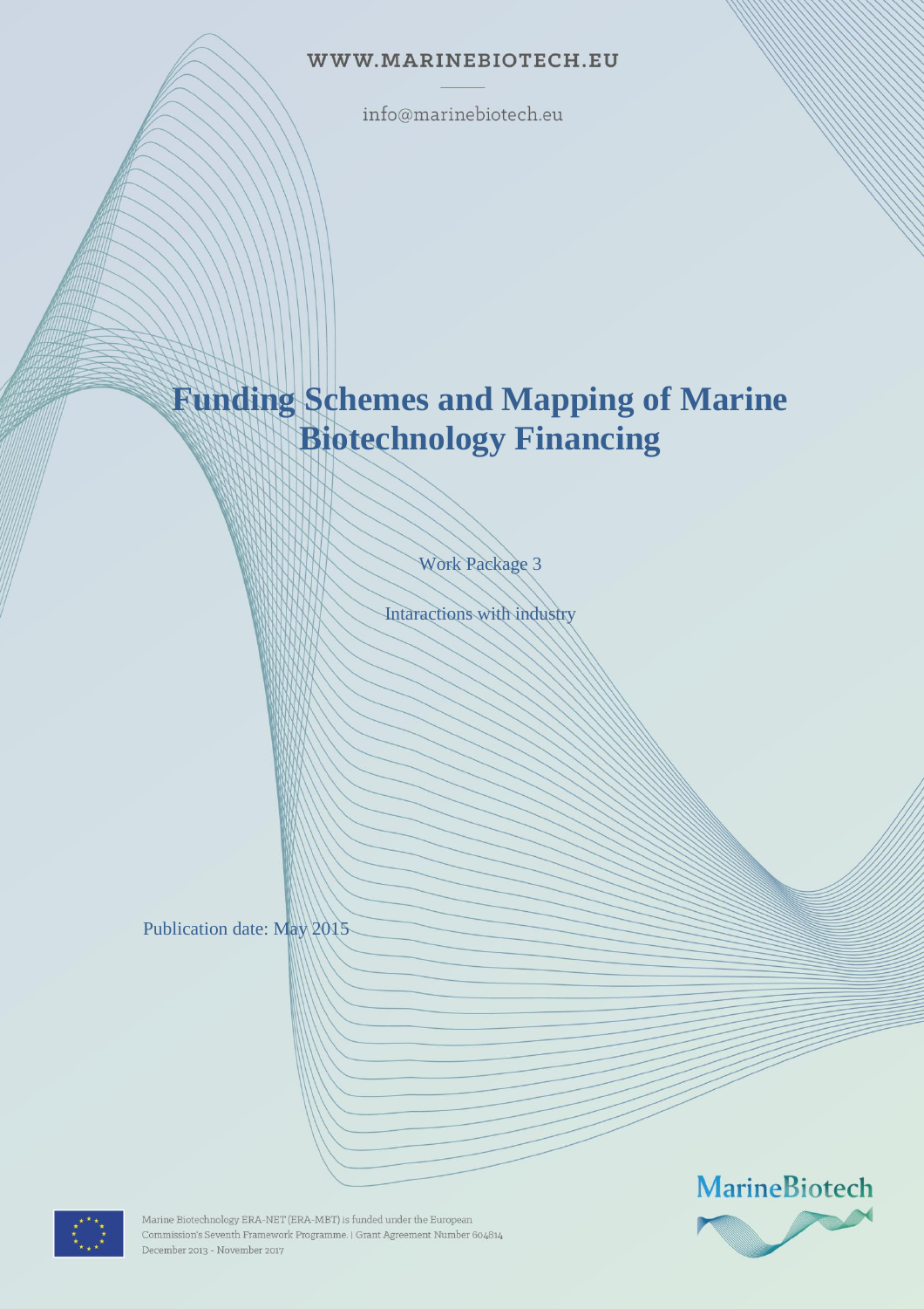WWW.MARINEBIOTECH.EU

info@marinebiotech.eu

# Funding Schemes and Mapping of Marine Biotechnology Financing

Work Package 3

Intaractions with industry

Publication date: May 2015

Marine Biotechnology ERA-NET (ERA-MBT) is funded under the European Commission's Seventh Framework Programme. | Grant Agreement Number 604814 December 2013 - November 2017

MarineBiotech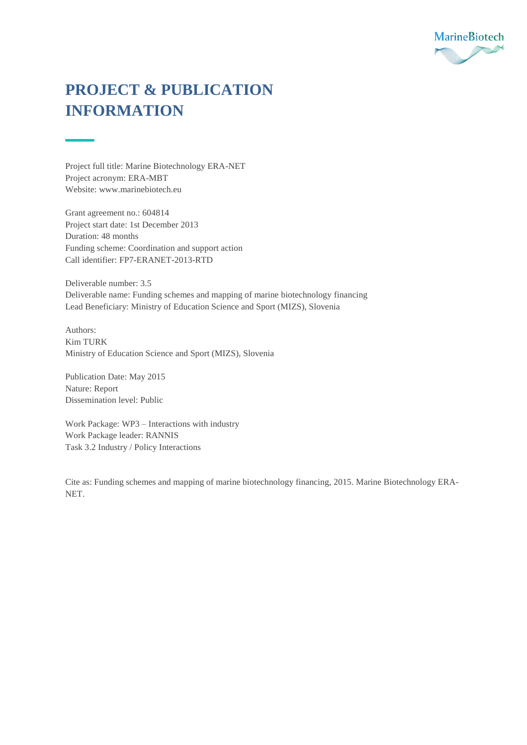# PROJECT & PUBLICATION INFORMATION

Project full title: Marine Biotechnology ERA-NET
Project acronym: ERA-MBT
Website: www.marinebiotech.eu

Grant agreement no.: 604814
Project start date: 1st December 2013
Duration: 48 months
Funding scheme: Coordination and support action
Call identifier: FP7-ERANET-2013-RTD

Deliverable number: 3.5
Deliverable name: Funding schemes and mapping of marine biotechnology financing
Lead Beneficiary: Ministry of Education Science and Sport (MIZS), Slovenia

Authors:
Kim TURK
Ministry of Education Science and Sport (MIZS), Slovenia

Publication Date: May 2015
Nature: Report
Dissemination level: Public

Work Package: WP3 – Interactions with industry
Work Package leader: RANNIS
Task 3.2 Industry / Policy Interactions

Cite as: Funding schemes and mapping of marine biotechnology financing, 2015. Marine Biotechnology ERA-NET.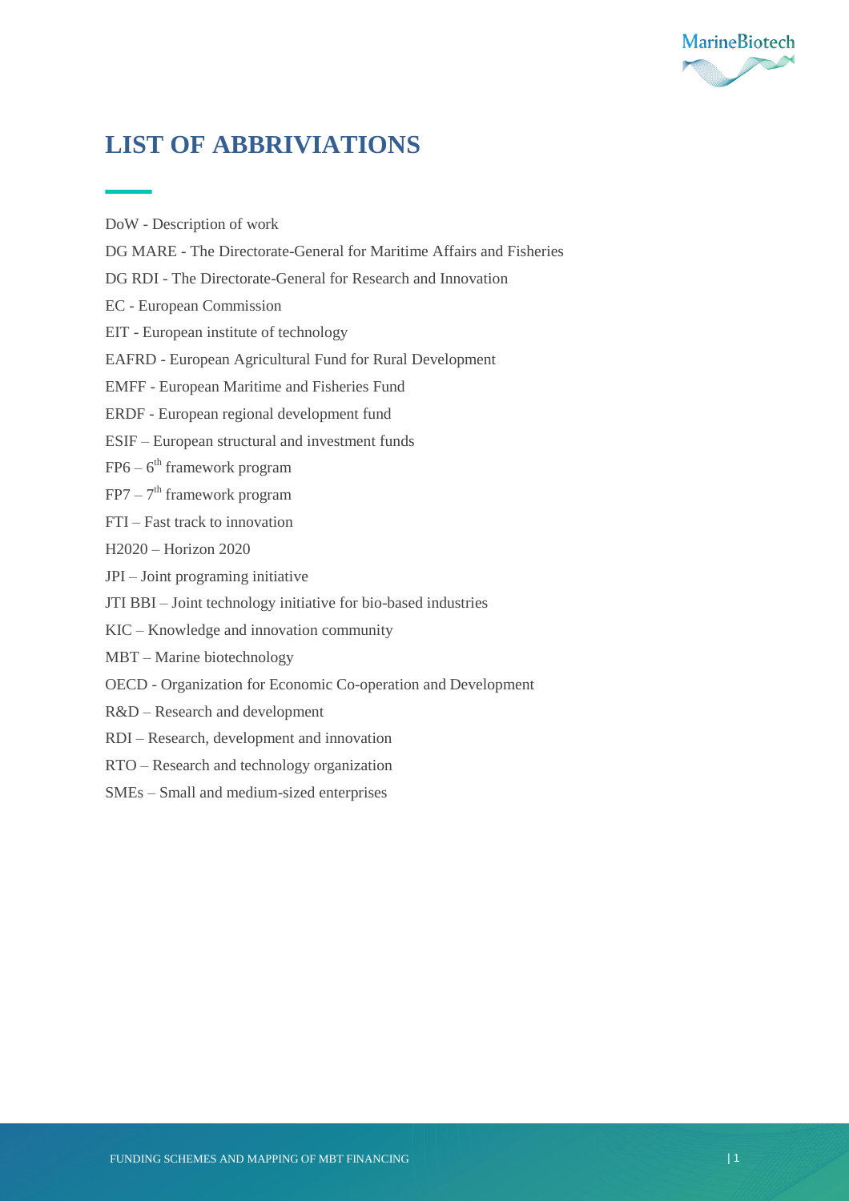# LIST OF ABBRIVIATIONS

DoW - Description of work

DG MARE - The Directorate-General for Maritime Affairs and Fisheries

DG RDI - The Directorate-General for Research and Innovation

EC - European Commission

EIT - European institute of technology

EAFRD - European Agricultural Fund for Rural Development

EMFF - European Maritime and Fisheries Fund

ERDF - European regional development fund

ESIF – European structural and investment funds

FP6 – 6th framework program

FP7 – 7th framework program

FTI – Fast track to innovation

H2020 – Horizon 2020

JPI – Joint programing initiative

JTI BBI – Joint technology initiative for bio-based industries

KIC – Knowledge and innovation community

MBT – Marine biotechnology

OECD - Organization for Economic Co-operation and Development

R&D – Research and development

RDI – Research, development and innovation

RTO – Research and technology organization

SMEs – Small and medium-sized enterprises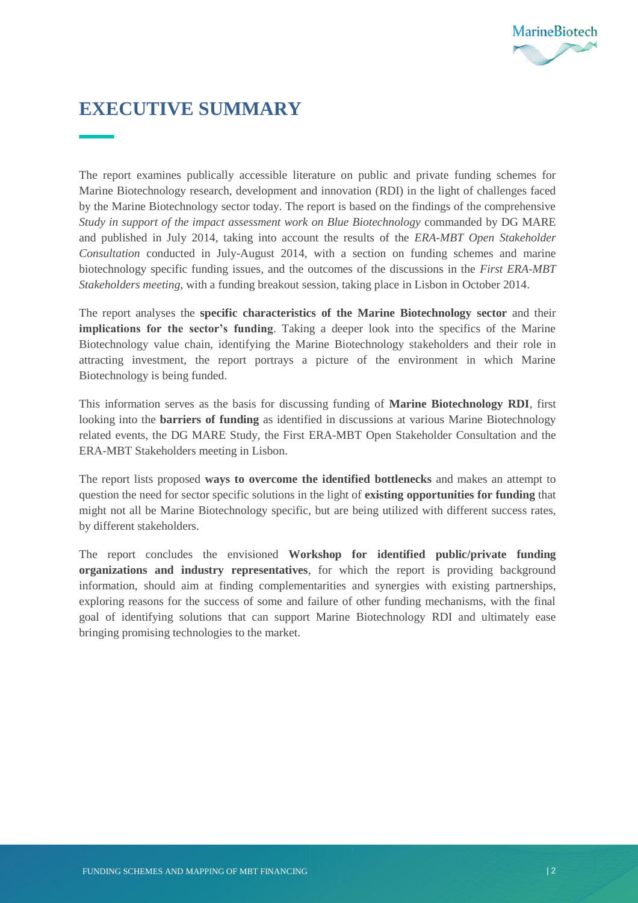# EXECUTIVE SUMMARY

The report examines publically accessible literature on public and private funding schemes for Marine Biotechnology research, development and innovation (RDI) in the light of challenges faced by the Marine Biotechnology sector today. The report is based on the findings of the comprehensive *Study in support of the impact assessment work on Blue Biotechnology* commanded by DG MARE and published in July 2014, taking into account the results of the *ERA-MBT Open Stakeholder Consultation* conducted in July-August 2014, with a section on funding schemes and marine biotechnology specific funding issues, and the outcomes of the discussions in the *First ERA-MBT Stakeholders meeting*, with a funding breakout session, taking place in Lisbon in October 2014.

The report analyses the **specific characteristics of the Marine Biotechnology sector** and their **implications for the sector's funding**. Taking a deeper look into the specifics of the Marine Biotechnology value chain, identifying the Marine Biotechnology stakeholders and their role in attracting investment, the report portrays a picture of the environment in which Marine Biotechnology is being funded.

This information serves as the basis for discussing funding of **Marine Biotechnology RDI**, first looking into the **barriers of funding** as identified in discussions at various Marine Biotechnology related events, the DG MARE Study, the First ERA-MBT Open Stakeholder Consultation and the ERA-MBT Stakeholders meeting in Lisbon.

The report lists proposed **ways to overcome the identified bottlenecks** and makes an attempt to question the need for sector specific solutions in the light of **existing opportunities for funding** that might not all be Marine Biotechnology specific, but are being utilized with different success rates, by different stakeholders.

The report concludes the envisioned **Workshop for identified public/private funding organizations and industry representatives**, for which the report is providing background information, should aim at finding complementarities and synergies with existing partnerships, exploring reasons for the success of some and failure of other funding mechanisms, with the final goal of identifying solutions that can support Marine Biotechnology RDI and ultimately ease bringing promising technologies to the market.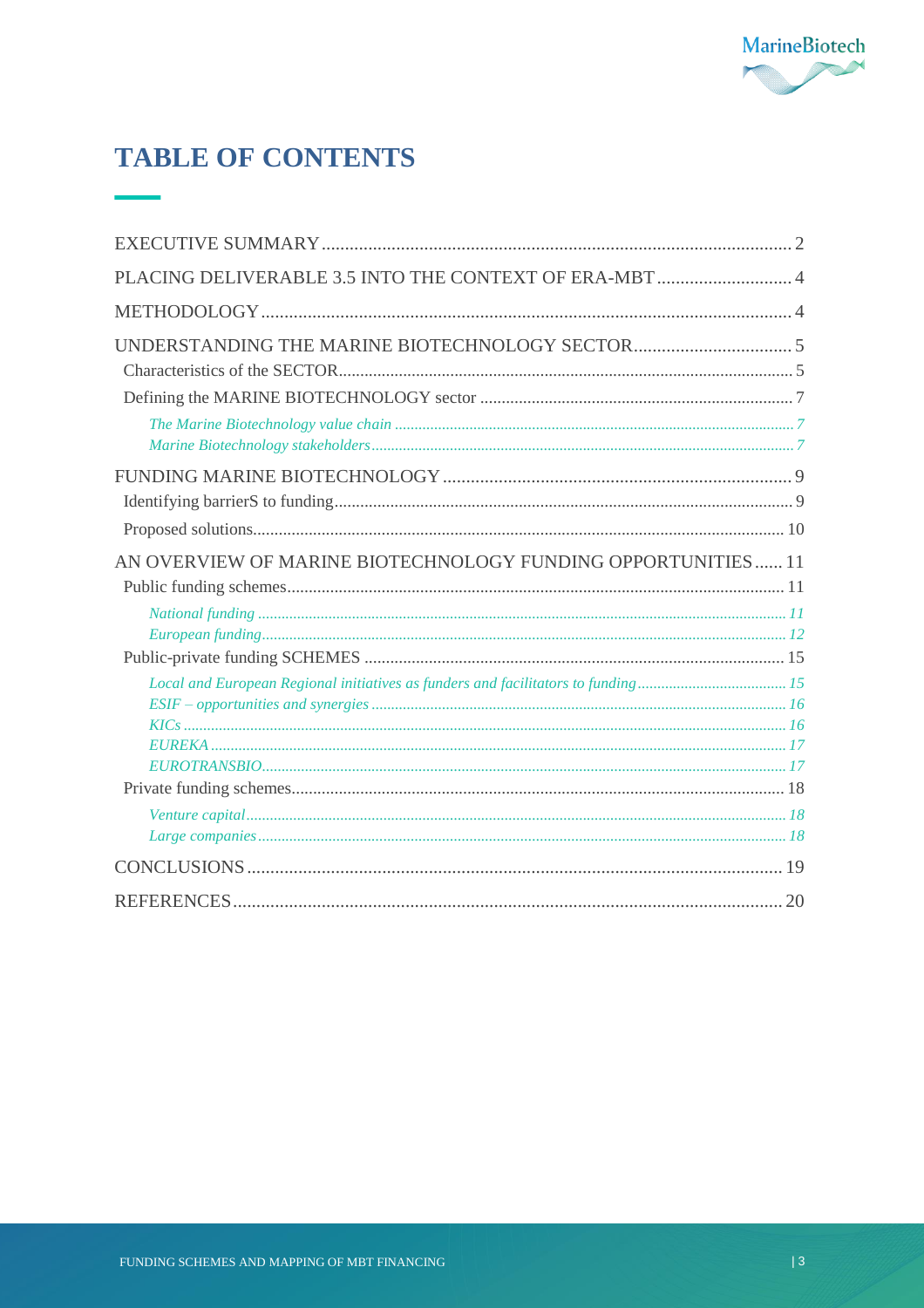# TABLE OF CONTENTS

- EXECUTIVE SUMMARY ..... 2
- PLACING DELIVERABLE 3.5 INTO THE CONTEXT OF ERA-MBT ..... 4
- METHODOLOGY ..... 4
- UNDERSTANDING THE MARINE BIOTECHNOLOGY SECTOR ..... 5
  - Characteristics of the SECTOR ..... 5
  - Defining the MARINE BIOTECHNOLOGY sector ..... 7
    - *The Marine Biotechnology value chain* ..... 7
    - *Marine Biotechnology stakeholders* ..... 7
- FUNDING MARINE BIOTECHNOLOGY ..... 9
  - Identifying barrierS to funding ..... 9
  - Proposed solutions ..... 10
- AN OVERVIEW OF MARINE BIOTECHNOLOGY FUNDING OPPORTUNITIES ..... 11
  - Public funding schemes ..... 11
    - *National funding* ..... 11
    - *European funding* ..... 12
  - Public-private funding SCHEMES ..... 15
    - *Local and European Regional initiatives as funders and facilitators to funding* ..... 15
    - *ESIF – opportunities and synergies* ..... 16
    - *KICs* ..... 16
    - *EUREKA* ..... 17
    - *EUROTRANSBIO* ..... 17
  - Private funding schemes ..... 18
    - *Venture capital* ..... 18
    - *Large companies* ..... 18
- CONCLUSIONS ..... 19
- REFERENCES ..... 20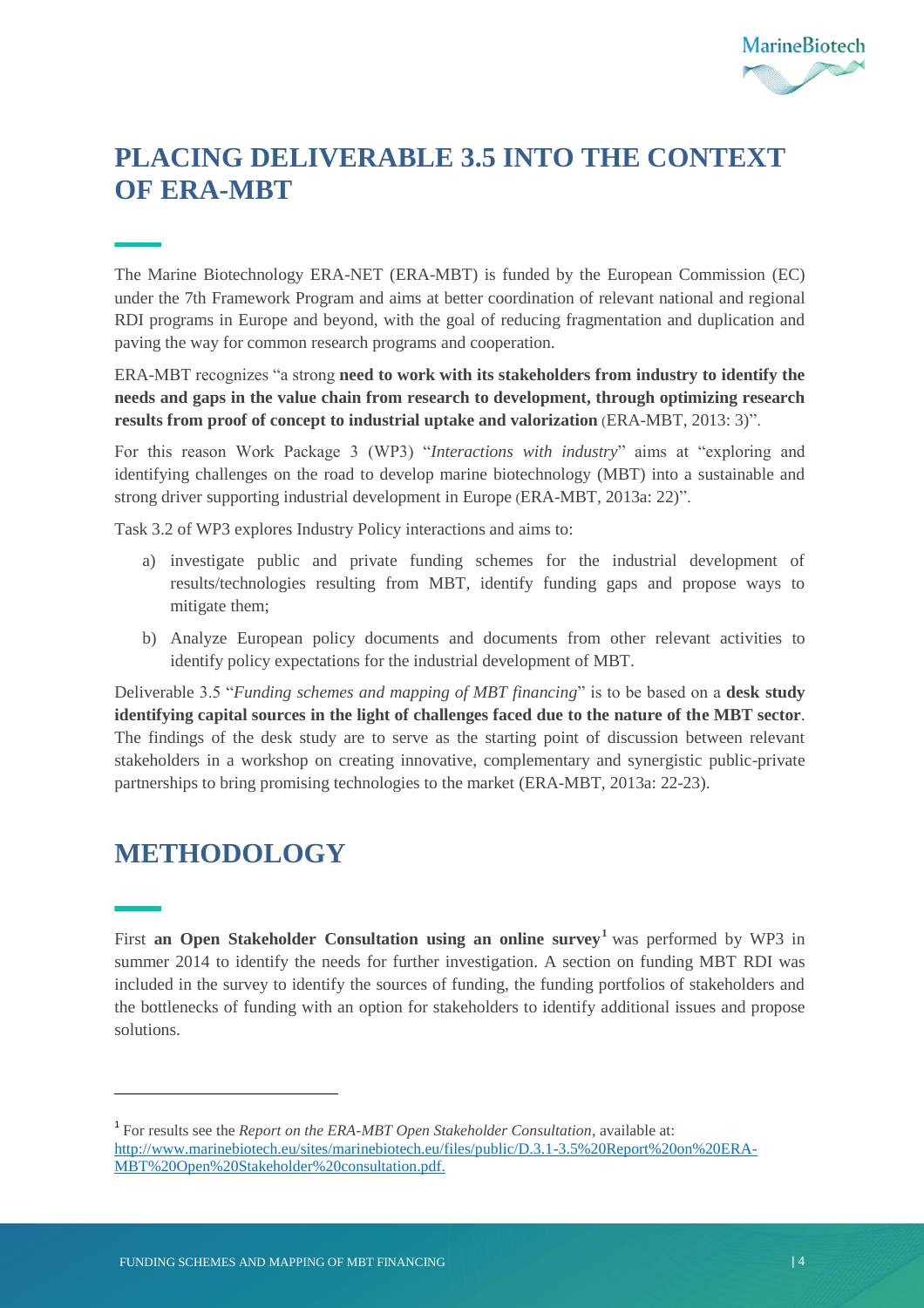# PLACING DELIVERABLE 3.5 INTO THE CONTEXT OF ERA-MBT

The Marine Biotechnology ERA-NET (ERA-MBT) is funded by the European Commission (EC) under the 7th Framework Program and aims at better coordination of relevant national and regional RDI programs in Europe and beyond, with the goal of reducing fragmentation and duplication and paving the way for common research programs and cooperation.

ERA-MBT recognizes "a strong **need to work with its stakeholders from industry to identify the needs and gaps in the value chain from research to development, through optimizing research results from proof of concept to industrial uptake and valorization** (ERA-MBT, 2013: 3)".

For this reason Work Package 3 (WP3) "*Interactions with industry*" aims at "exploring and identifying challenges on the road to develop marine biotechnology (MBT) into a sustainable and strong driver supporting industrial development in Europe (ERA-MBT, 2013a: 22)".

Task 3.2 of WP3 explores Industry Policy interactions and aims to:

a) investigate public and private funding schemes for the industrial development of results/technologies resulting from MBT, identify funding gaps and propose ways to mitigate them;

b) Analyze European policy documents and documents from other relevant activities to identify policy expectations for the industrial development of MBT.

Deliverable 3.5 "*Funding schemes and mapping of MBT financing*" is to be based on a **desk study identifying capital sources in the light of challenges faced due to the nature of the MBT sector**. The findings of the desk study are to serve as the starting point of discussion between relevant stakeholders in a workshop on creating innovative, complementary and synergistic public-private partnerships to bring promising technologies to the market (ERA-MBT, 2013a: 22-23).

# METHODOLOGY

First **an Open Stakeholder Consultation using an online survey**[1] was performed by WP3 in summer 2014 to identify the needs for further investigation. A section on funding MBT RDI was included in the survey to identify the sources of funding, the funding portfolios of stakeholders and the bottlenecks of funding with an option for stakeholders to identify additional issues and propose solutions.

[1] For results see the *Report on the ERA-MBT Open Stakeholder Consultation*, available at: http://www.marinebiotech.eu/sites/marinebiotech.eu/files/public/D.3.1-3.5%20Report%20on%20ERA-MBT%20Open%20Stakeholder%20consultation.pdf.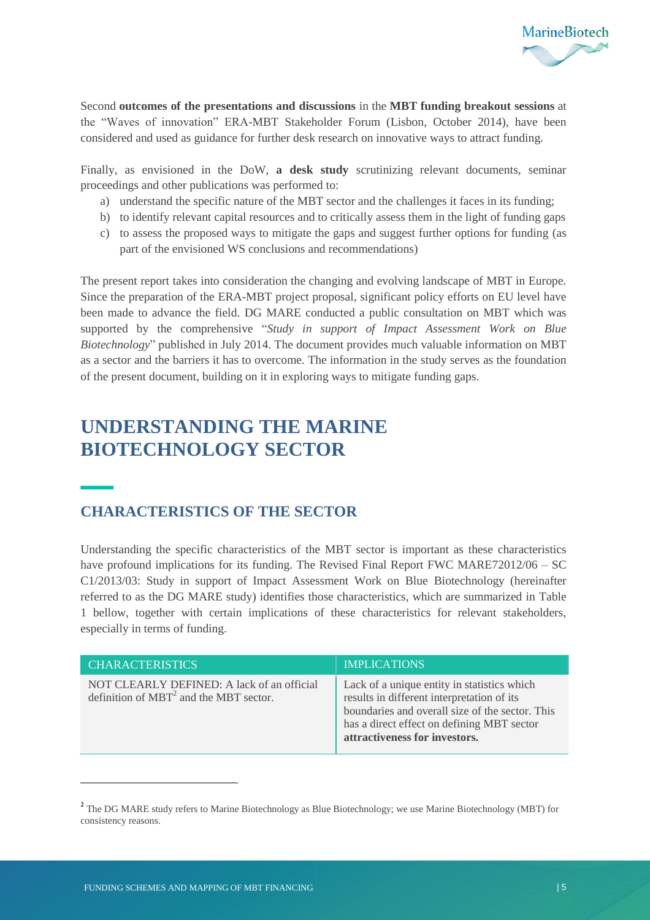Second **outcomes of the presentations and discussions** in the **MBT funding breakout sessions** at the "Waves of innovation" ERA-MBT Stakeholder Forum (Lisbon, October 2014), have been considered and used as guidance for further desk research on innovative ways to attract funding.

Finally, as envisioned in the DoW, **a desk study** scrutinizing relevant documents, seminar proceedings and other publications was performed to:

a) understand the specific nature of the MBT sector and the challenges it faces in its funding;
b) to identify relevant capital resources and to critically assess them in the light of funding gaps
c) to assess the proposed ways to mitigate the gaps and suggest further options for funding (as part of the envisioned WS conclusions and recommendations)

The present report takes into consideration the changing and evolving landscape of MBT in Europe. Since the preparation of the ERA-MBT project proposal, significant policy efforts on EU level have been made to advance the field. DG MARE conducted a public consultation on MBT which was supported by the comprehensive "*Study in support of Impact Assessment Work on Blue Biotechnology*" published in July 2014. The document provides much valuable information on MBT as a sector and the barriers it has to overcome. The information in the study serves as the foundation of the present document, building on it in exploring ways to mitigate funding gaps.

# UNDERSTANDING THE MARINE BIOTECHNOLOGY SECTOR

## CHARACTERISTICS OF THE SECTOR

Understanding the specific characteristics of the MBT sector is important as these characteristics have profound implications for its funding. The Revised Final Report FWC MARE72012/06 – SC C1/2013/03: Study in support of Impact Assessment Work on Blue Biotechnology (hereinafter referred to as the DG MARE study) identifies those characteristics, which are summarized in Table 1 bellow, together with certain implications of these characteristics for relevant stakeholders, especially in terms of funding.

| CHARACTERISTICS | IMPLICATIONS |
|---|---|
| NOT CLEARLY DEFINED: A lack of an official definition of MBT[2] and the MBT sector. | Lack of a unique entity in statistics which results in different interpretation of its boundaries and overall size of the sector. This has a direct effect on defining MBT sector **attractiveness for investors.** |

[2] The DG MARE study refers to Marine Biotechnology as Blue Biotechnology; we use Marine Biotechnology (MBT) for consistency reasons.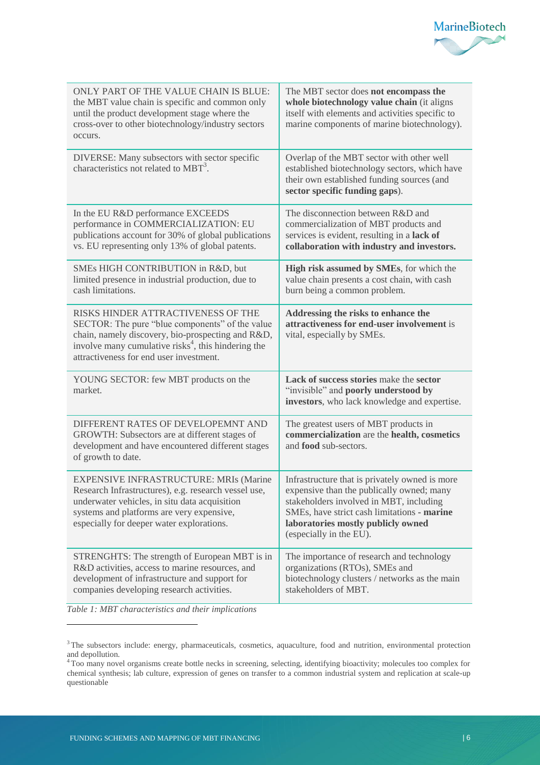| | |
|---|---|
| ONLY PART OF THE VALUE CHAIN IS BLUE: the MBT value chain is specific and common only until the product development stage where the cross-over to other biotechnology/industry sectors occurs. | The MBT sector does **not encompass the whole biotechnology value chain** (it aligns itself with elements and activities specific to marine components of marine biotechnology). |
| DIVERSE: Many subsectors with sector specific characteristics not related to MBT[3]. | Overlap of the MBT sector with other well established biotechnology sectors, which have their own established funding sources (and **sector specific funding gaps**). |
| In the EU R&D performance EXCEEDS performance in COMMERCIALIZATION: EU publications account for 30% of global publications vs. EU representing only 13% of global patents. | The disconnection between R&D and commercialization of MBT products and services is evident, resulting in a **lack of collaboration with industry and investors.** |
| SMEs HIGH CONTRIBUTION in R&D, but limited presence in industrial production, due to cash limitations. | **High risk assumed by SMEs**, for which the value chain presents a cost chain, with cash burn being a common problem. |
| RISKS HINDER ATTRACTIVENESS OF THE SECTOR: The pure "blue components" of the value chain, namely discovery, bio-prospecting and R&D, involve many cumulative risks[4], this hindering the attractiveness for end user investment. | **Addressing the risks to enhance the attractiveness for end-user involvement** is vital, especially by SMEs. |
| YOUNG SECTOR: few MBT products on the market. | **Lack of success stories** make the **sector** "invisible" and **poorly understood by investors**, who lack knowledge and expertise. |
| DIFFERENT RATES OF DEVELOPEMNT AND GROWTH: Subsectors are at different stages of development and have encountered different stages of growth to date. | The greatest users of MBT products in **commercialization** are the **health, cosmetics** and **food** sub-sectors. |
| EXPENSIVE INFRASTRUCTURE: MRIs (Marine Research Infrastructures), e.g. research vessel use, underwater vehicles, in situ data acquisition systems and platforms are very expensive, especially for deeper water explorations. | Infrastructure that is privately owned is more expensive than the publically owned; many stakeholders involved in MBT, including SMEs, have strict cash limitations - **marine laboratories mostly publicly owned** (especially in the EU). |
| STRENGHTS: The strength of European MBT is in R&D activities, access to marine resources, and development of infrastructure and support for companies developing research activities. | The importance of research and technology organizations (RTOs), SMEs and biotechnology clusters / networks as the main stakeholders of MBT. |

*Table 1: MBT characteristics and their implications*

---

[3] The subsectors include: energy, pharmaceuticals, cosmetics, aquaculture, food and nutrition, environmental protection and depollution.

[4] Too many novel organisms create bottle necks in screening, selecting, identifying bioactivity; molecules too complex for chemical synthesis; lab culture, expression of genes on transfer to a common industrial system and replication at scale-up questionable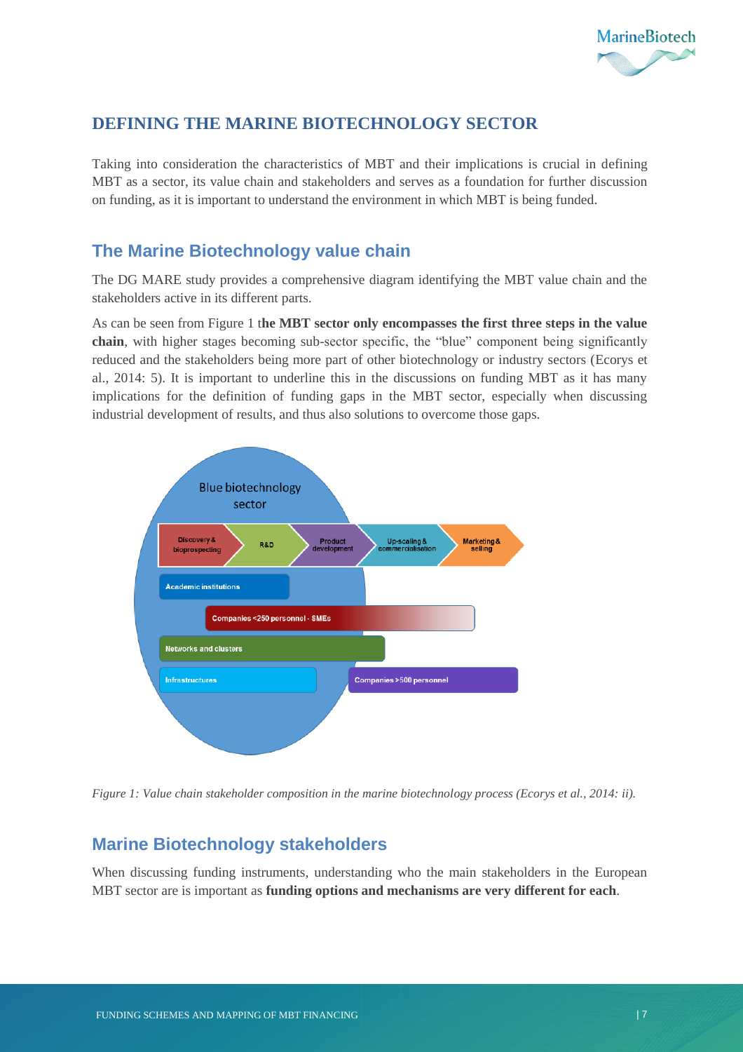## DEFINING THE MARINE BIOTECHNOLOGY SECTOR

Taking into consideration the characteristics of MBT and their implications is crucial in defining MBT as a sector, its value chain and stakeholders and serves as a foundation for further discussion on funding, as it is important to understand the environment in which MBT is being funded.

### The Marine Biotechnology value chain

The DG MARE study provides a comprehensive diagram identifying the MBT value chain and the stakeholders active in its different parts.

As can be seen from Figure 1 t**he MBT sector only encompasses the first three steps in the value chain**, with higher stages becoming sub-sector specific, the "blue" component being significantly reduced and the stakeholders being more part of other biotechnology or industry sectors (Ecorys et al., 2014: 5). It is important to underline this in the discussions on funding MBT as it has many implications for the definition of funding gaps in the MBT sector, especially when discussing industrial development of results, and thus also solutions to overcome those gaps.

Blue biotechnology sector

Discovery & bioprospecting | R&D | Product development | Up-scaling & commercialisation | Marketing & selling

Academic institutions

Companies <250 personnel - SMEs

Networks and clusters

Infrastructures

Companies >500 personnel

*Figure 1: Value chain stakeholder composition in the marine biotechnology process (Ecorys et al., 2014: ii).*

### Marine Biotechnology stakeholders

When discussing funding instruments, understanding who the main stakeholders in the European MBT sector are is important as **funding options and mechanisms are very different for each**.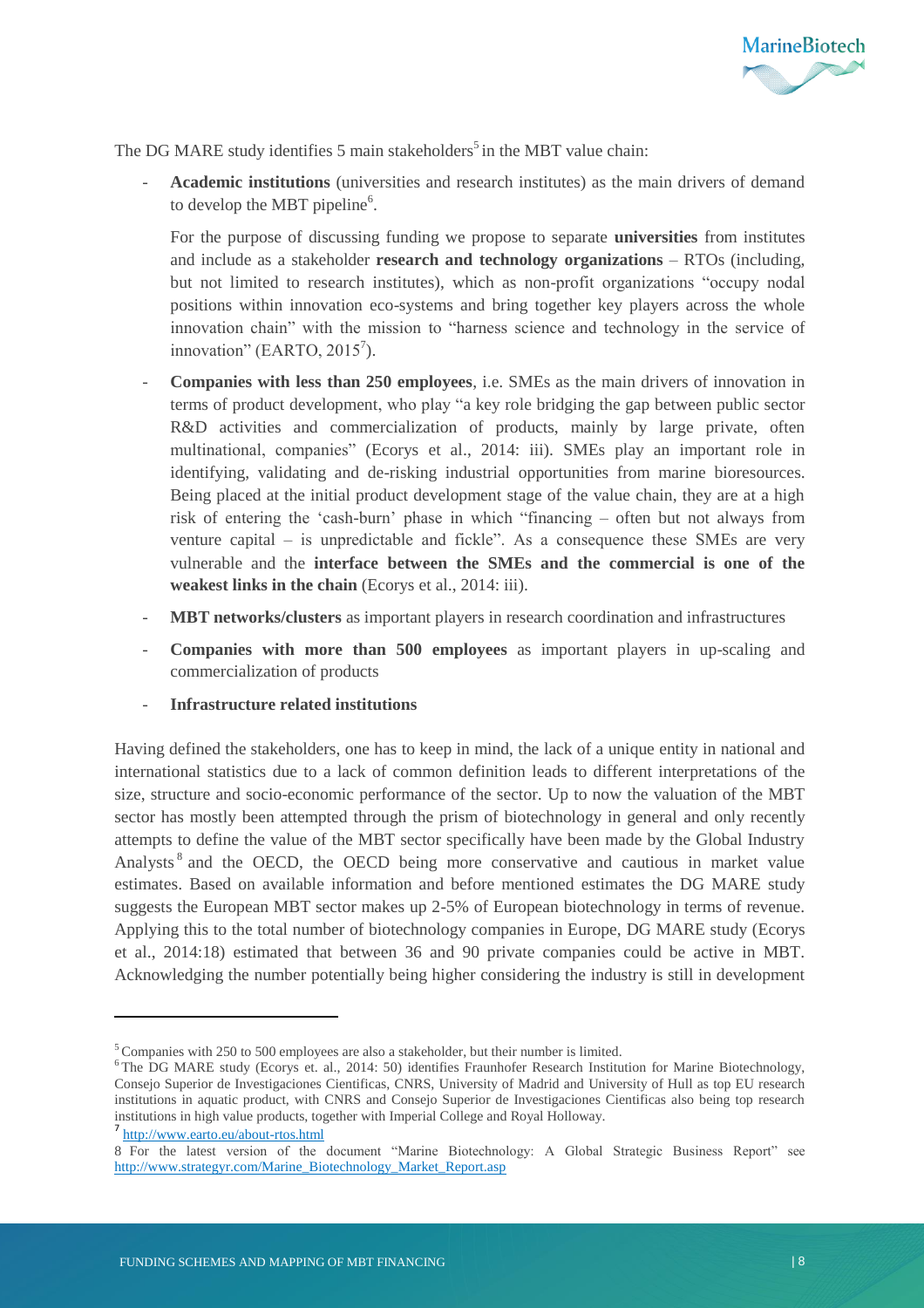The DG MARE study identifies 5 main stakeholders[5] in the MBT value chain:

- **Academic institutions** (universities and research institutes) as the main drivers of demand to develop the MBT pipeline[6].

  For the purpose of discussing funding we propose to separate **universities** from institutes and include as a stakeholder **research and technology organizations** – RTOs (including, but not limited to research institutes), which as non-profit organizations "occupy nodal positions within innovation eco-systems and bring together key players across the whole innovation chain" with the mission to "harness science and technology in the service of innovation" (EARTO, 2015[7]).

- **Companies with less than 250 employees**, i.e. SMEs as the main drivers of innovation in terms of product development, who play "a key role bridging the gap between public sector R&D activities and commercialization of products, mainly by large private, often multinational, companies" (Ecorys et al., 2014: iii). SMEs play an important role in identifying, validating and de-risking industrial opportunities from marine bioresources. Being placed at the initial product development stage of the value chain, they are at a high risk of entering the 'cash-burn' phase in which "financing – often but not always from venture capital – is unpredictable and fickle". As a consequence these SMEs are very vulnerable and the **interface between the SMEs and the commercial is one of the weakest links in the chain** (Ecorys et al., 2014: iii).

- **MBT networks/clusters** as important players in research coordination and infrastructures

- **Companies with more than 500 employees** as important players in up-scaling and commercialization of products

- **Infrastructure related institutions**

Having defined the stakeholders, one has to keep in mind, the lack of a unique entity in national and international statistics due to a lack of common definition leads to different interpretations of the size, structure and socio-economic performance of the sector. Up to now the valuation of the MBT sector has mostly been attempted through the prism of biotechnology in general and only recently attempts to define the value of the MBT sector specifically have been made by the Global Industry Analysts[8] and the OECD, the OECD being more conservative and cautious in market value estimates. Based on available information and before mentioned estimates the DG MARE study suggests the European MBT sector makes up 2-5% of European biotechnology in terms of revenue. Applying this to the total number of biotechnology companies in Europe, DG MARE study (Ecorys et al., 2014:18) estimated that between 36 and 90 private companies could be active in MBT. Acknowledging the number potentially being higher considering the industry is still in development

---

[5] Companies with 250 to 500 employees are also a stakeholder, but their number is limited.

[6] The DG MARE study (Ecorys et. al., 2014: 50) identifies Fraunhofer Research Institution for Marine Biotechnology, Consejo Superior de Investigaciones Cientificas, CNRS, University of Madrid and University of Hull as top EU research institutions in aquatic product, with CNRS and Consejo Superior de Investigaciones Cientificas also being top research institutions in high value products, together with Imperial College and Royal Holloway.

[7] http://www.earto.eu/about-rtos.html

[8] For the latest version of the document "Marine Biotechnology: A Global Strategic Business Report" see http://www.strategyr.com/Marine_Biotechnology_Market_Report.asp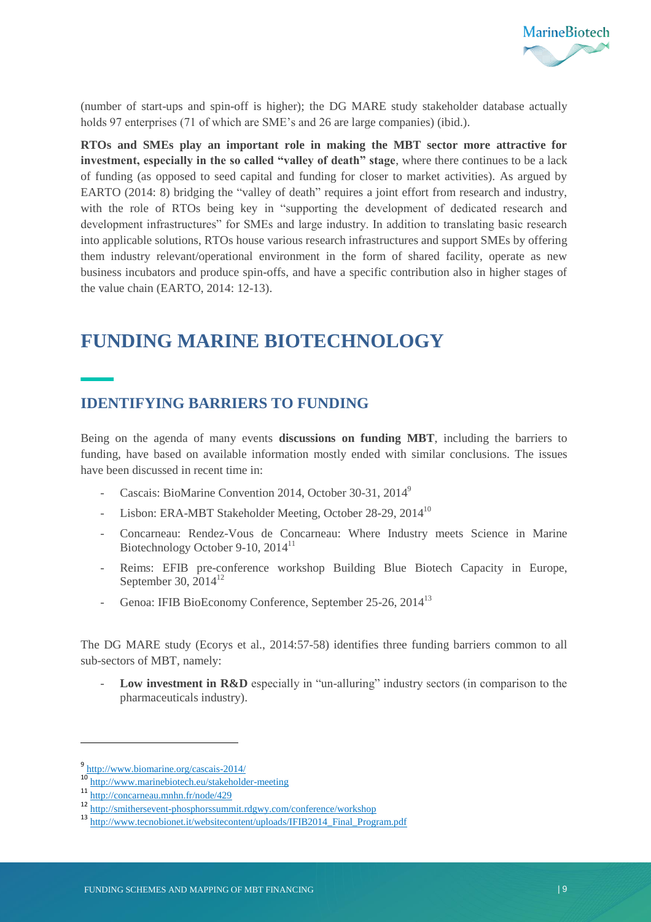(number of start-ups and spin-off is higher); the DG MARE study stakeholder database actually holds 97 enterprises (71 of which are SME's and 26 are large companies) (ibid.).

**RTOs and SMEs play an important role in making the MBT sector more attractive for investment, especially in the so called "valley of death" stage**, where there continues to be a lack of funding (as opposed to seed capital and funding for closer to market activities). As argued by EARTO (2014: 8) bridging the "valley of death" requires a joint effort from research and industry, with the role of RTOs being key in "supporting the development of dedicated research and development infrastructures" for SMEs and large industry. In addition to translating basic research into applicable solutions, RTOs house various research infrastructures and support SMEs by offering them industry relevant/operational environment in the form of shared facility, operate as new business incubators and produce spin-offs, and have a specific contribution also in higher stages of the value chain (EARTO, 2014: 12-13).

# FUNDING MARINE BIOTECHNOLOGY

## IDENTIFYING BARRIERS TO FUNDING

Being on the agenda of many events **discussions on funding MBT**, including the barriers to funding, have based on available information mostly ended with similar conclusions. The issues have been discussed in recent time in:

- Cascais: BioMarine Convention 2014, October 30-31, 2014[9]
- Lisbon: ERA-MBT Stakeholder Meeting, October 28-29, 2014[10]
- Concarneau: Rendez-Vous de Concarneau: Where Industry meets Science in Marine Biotechnology October 9-10, 2014[11]
- Reims: EFIB pre-conference workshop Building Blue Biotech Capacity in Europe, September 30, 2014[12]
- Genoa: IFIB BioEconomy Conference, September 25-26, 2014[13]

The DG MARE study (Ecorys et al., 2014:57-58) identifies three funding barriers common to all sub-sectors of MBT, namely:

- **Low investment in R&D** especially in "un-alluring" industry sectors (in comparison to the pharmaceuticals industry).

---

[9] http://www.biomarine.org/cascais-2014/

[10] http://www.marinebiotech.eu/stakeholder-meeting

[11] http://concarneau.mnhn.fr/node/429

[12] http://smithersevent-phosphorssummit.rdgwy.com/conference/workshop

[13] http://www.tecnobionet.it/websitecontent/uploads/IFIB2014_Final_Program.pdf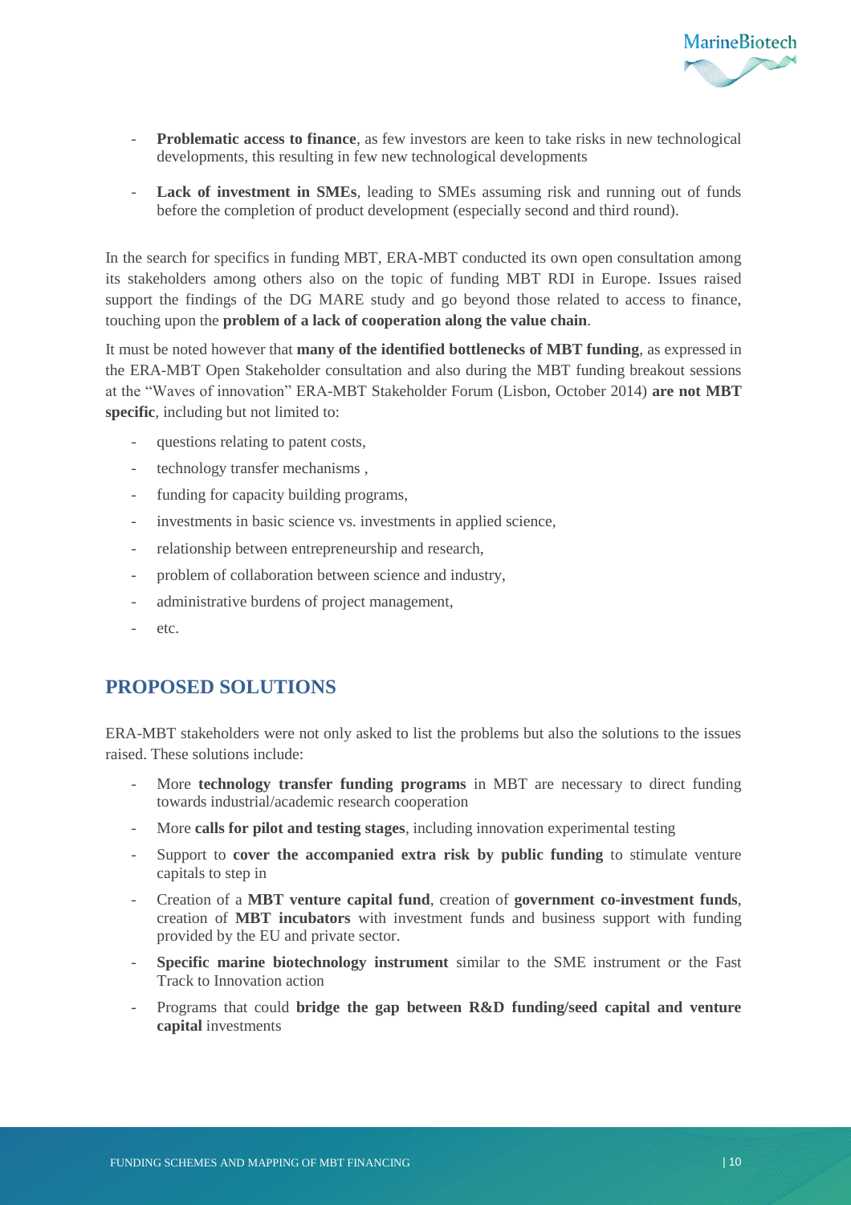- **Problematic access to finance**, as few investors are keen to take risks in new technological developments, this resulting in few new technological developments
- **Lack of investment in SMEs**, leading to SMEs assuming risk and running out of funds before the completion of product development (especially second and third round).

In the search for specifics in funding MBT, ERA-MBT conducted its own open consultation among its stakeholders among others also on the topic of funding MBT RDI in Europe. Issues raised support the findings of the DG MARE study and go beyond those related to access to finance, touching upon the **problem of a lack of cooperation along the value chain**.

It must be noted however that **many of the identified bottlenecks of MBT funding**, as expressed in the ERA-MBT Open Stakeholder consultation and also during the MBT funding breakout sessions at the "Waves of innovation" ERA-MBT Stakeholder Forum (Lisbon, October 2014) **are not MBT specific**, including but not limited to:

- questions relating to patent costs,
- technology transfer mechanisms ,
- funding for capacity building programs,
- investments in basic science vs. investments in applied science,
- relationship between entrepreneurship and research,
- problem of collaboration between science and industry,
- administrative burdens of project management,
- etc.

## PROPOSED SOLUTIONS

ERA-MBT stakeholders were not only asked to list the problems but also the solutions to the issues raised. These solutions include:

- More **technology transfer funding programs** in MBT are necessary to direct funding towards industrial/academic research cooperation
- More **calls for pilot and testing stages**, including innovation experimental testing
- Support to **cover the accompanied extra risk by public funding** to stimulate venture capitals to step in
- Creation of a **MBT venture capital fund**, creation of **government co-investment funds**, creation of **MBT incubators** with investment funds and business support with funding provided by the EU and private sector.
- **Specific marine biotechnology instrument** similar to the SME instrument or the Fast Track to Innovation action
- Programs that could **bridge the gap between R&D funding/seed capital and venture capital** investments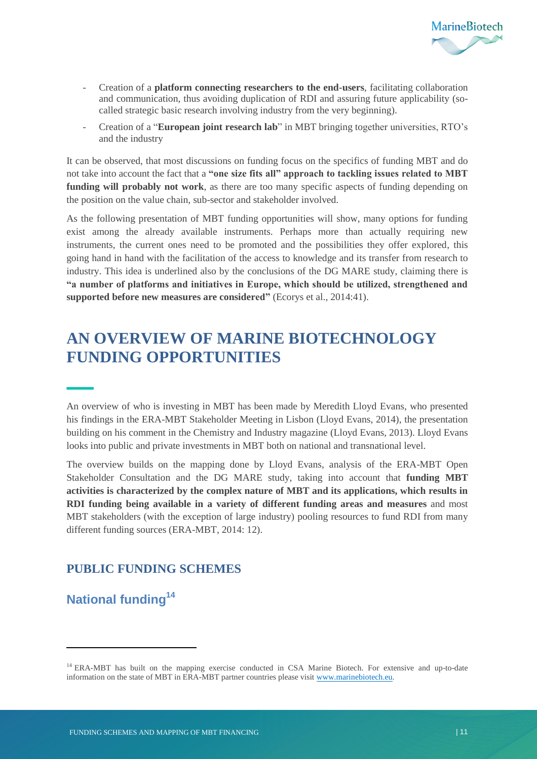- Creation of a **platform connecting researchers to the end-users**, facilitating collaboration and communication, thus avoiding duplication of RDI and assuring future applicability (so-called strategic basic research involving industry from the very beginning).
- Creation of a "**European joint research lab**" in MBT bringing together universities, RTO's and the industry

It can be observed, that most discussions on funding focus on the specifics of funding MBT and do not take into account the fact that a **"one size fits all" approach to tackling issues related to MBT funding will probably not work**, as there are too many specific aspects of funding depending on the position on the value chain, sub-sector and stakeholder involved.

As the following presentation of MBT funding opportunities will show, many options for funding exist among the already available instruments. Perhaps more than actually requiring new instruments, the current ones need to be promoted and the possibilities they offer explored, this going hand in hand with the facilitation of the access to knowledge and its transfer from research to industry. This idea is underlined also by the conclusions of the DG MARE study, claiming there is **"a number of platforms and initiatives in Europe, which should be utilized, strengthened and supported before new measures are considered"** (Ecorys et al., 2014:41).

# AN OVERVIEW OF MARINE BIOTECHNOLOGY FUNDING OPPORTUNITIES

An overview of who is investing in MBT has been made by Meredith Lloyd Evans, who presented his findings in the ERA-MBT Stakeholder Meeting in Lisbon (Lloyd Evans, 2014), the presentation building on his comment in the Chemistry and Industry magazine (Lloyd Evans, 2013). Lloyd Evans looks into public and private investments in MBT both on national and transnational level.

The overview builds on the mapping done by Lloyd Evans, analysis of the ERA-MBT Open Stakeholder Consultation and the DG MARE study, taking into account that **funding MBT activities is characterized by the complex nature of MBT and its applications, which results in RDI funding being available in a variety of different funding areas and measures** and most MBT stakeholders (with the exception of large industry) pooling resources to fund RDI from many different funding sources (ERA-MBT, 2014: 12).

## PUBLIC FUNDING SCHEMES

### National funding[14]

[14] ERA-MBT has built on the mapping exercise conducted in CSA Marine Biotech. For extensive and up-to-date information on the state of MBT in ERA-MBT partner countries please visit www.marinebiotech.eu.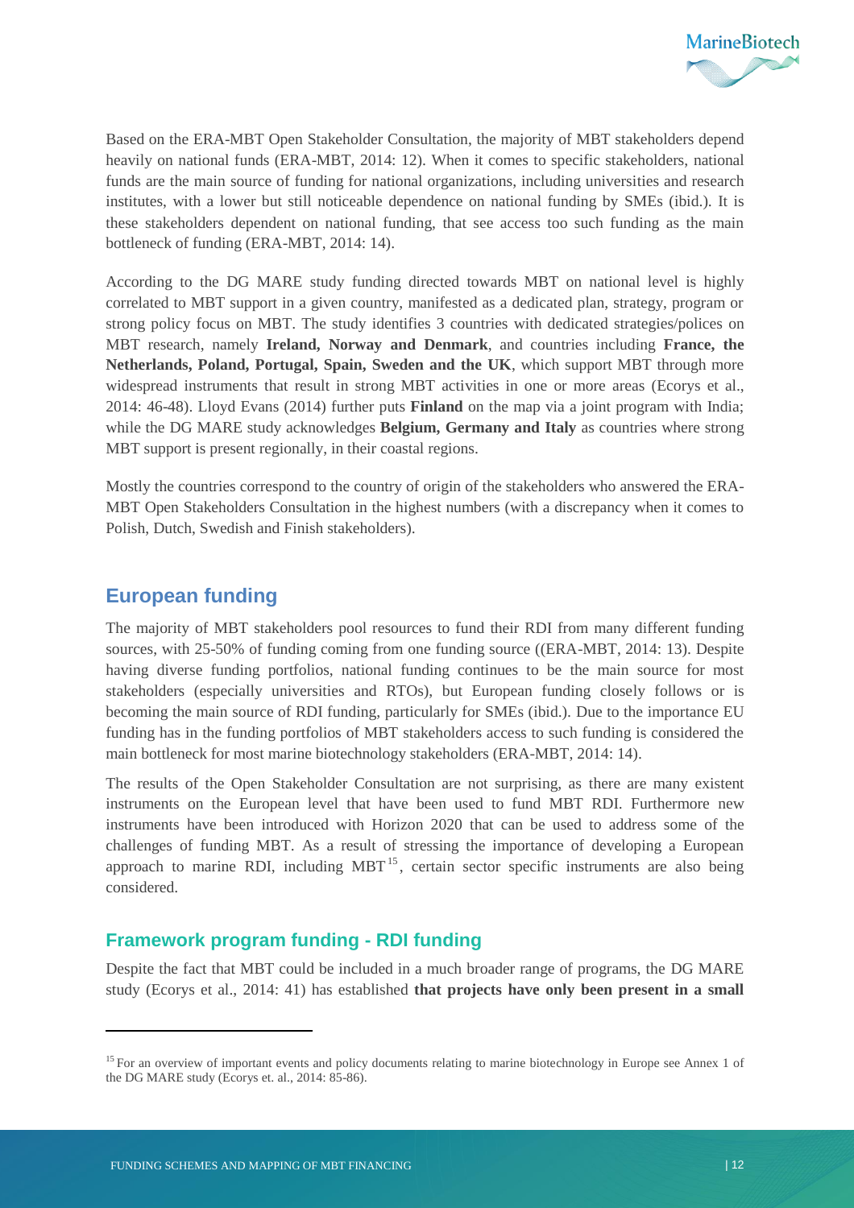Based on the ERA-MBT Open Stakeholder Consultation, the majority of MBT stakeholders depend heavily on national funds (ERA-MBT, 2014: 12). When it comes to specific stakeholders, national funds are the main source of funding for national organizations, including universities and research institutes, with a lower but still noticeable dependence on national funding by SMEs (ibid.). It is these stakeholders dependent on national funding, that see access too such funding as the main bottleneck of funding (ERA-MBT, 2014: 14).

According to the DG MARE study funding directed towards MBT on national level is highly correlated to MBT support in a given country, manifested as a dedicated plan, strategy, program or strong policy focus on MBT. The study identifies 3 countries with dedicated strategies/polices on MBT research, namely **Ireland, Norway and Denmark**, and countries including **France, the Netherlands, Poland, Portugal, Spain, Sweden and the UK**, which support MBT through more widespread instruments that result in strong MBT activities in one or more areas (Ecorys et al., 2014: 46-48). Lloyd Evans (2014) further puts **Finland** on the map via a joint program with India; while the DG MARE study acknowledges **Belgium, Germany and Italy** as countries where strong MBT support is present regionally, in their coastal regions.

Mostly the countries correspond to the country of origin of the stakeholders who answered the ERA-MBT Open Stakeholders Consultation in the highest numbers (with a discrepancy when it comes to Polish, Dutch, Swedish and Finish stakeholders).

## European funding

The majority of MBT stakeholders pool resources to fund their RDI from many different funding sources, with 25-50% of funding coming from one funding source ((ERA-MBT, 2014: 13). Despite having diverse funding portfolios, national funding continues to be the main source for most stakeholders (especially universities and RTOs), but European funding closely follows or is becoming the main source of RDI funding, particularly for SMEs (ibid.). Due to the importance EU funding has in the funding portfolios of MBT stakeholders access to such funding is considered the main bottleneck for most marine biotechnology stakeholders (ERA-MBT, 2014: 14).

The results of the Open Stakeholder Consultation are not surprising, as there are many existent instruments on the European level that have been used to fund MBT RDI. Furthermore new instruments have been introduced with Horizon 2020 that can be used to address some of the challenges of funding MBT. As a result of stressing the importance of developing a European approach to marine RDI, including MBT[15], certain sector specific instruments are also being considered.

### Framework program funding - RDI funding

Despite the fact that MBT could be included in a much broader range of programs, the DG MARE study (Ecorys et al., 2014: 41) has established **that projects have only been present in a small**

[15] For an overview of important events and policy documents relating to marine biotechnology in Europe see Annex 1 of the DG MARE study (Ecorys et. al., 2014: 85-86).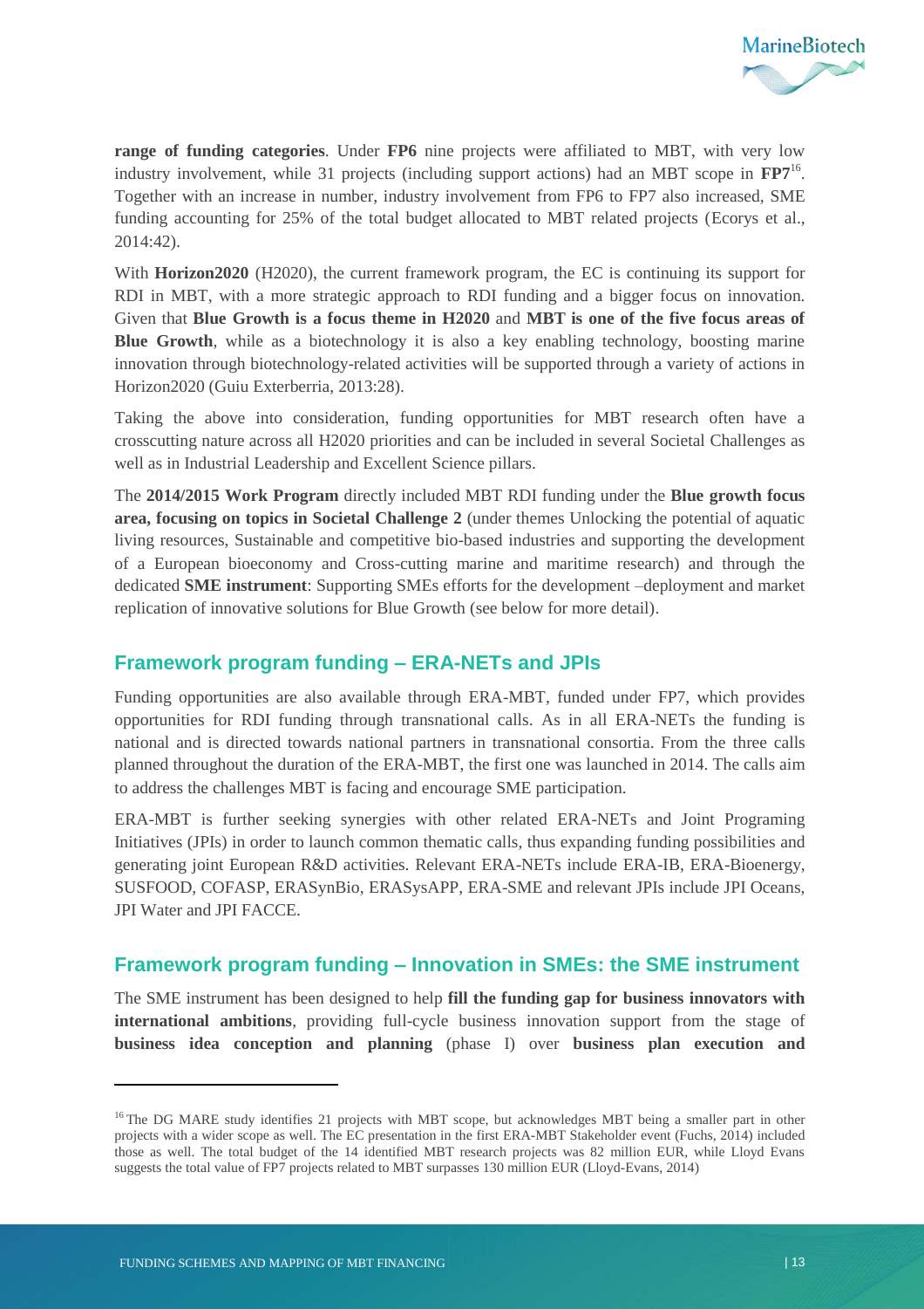**range of funding categories**. Under **FP6** nine projects were affiliated to MBT, with very low industry involvement, while 31 projects (including support actions) had an MBT scope in **FP7**[16]. Together with an increase in number, industry involvement from FP6 to FP7 also increased, SME funding accounting for 25% of the total budget allocated to MBT related projects (Ecorys et al., 2014:42).

With **Horizon2020** (H2020), the current framework program, the EC is continuing its support for RDI in MBT, with a more strategic approach to RDI funding and a bigger focus on innovation. Given that **Blue Growth is a focus theme in H2020** and **MBT is one of the five focus areas of Blue Growth**, while as a biotechnology it is also a key enabling technology, boosting marine innovation through biotechnology-related activities will be supported through a variety of actions in Horizon2020 (Guiu Exterberria, 2013:28).

Taking the above into consideration, funding opportunities for MBT research often have a crosscutting nature across all H2020 priorities and can be included in several Societal Challenges as well as in Industrial Leadership and Excellent Science pillars.

The **2014/2015 Work Program** directly included MBT RDI funding under the **Blue growth focus area, focusing on topics in Societal Challenge 2** (under themes Unlocking the potential of aquatic living resources, Sustainable and competitive bio-based industries and supporting the development of a European bioeconomy and Cross-cutting marine and maritime research) and through the dedicated **SME instrument**: Supporting SMEs efforts for the development –deployment and market replication of innovative solutions for Blue Growth (see below for more detail).

## Framework program funding – ERA-NETs and JPIs

Funding opportunities are also available through ERA-MBT, funded under FP7, which provides opportunities for RDI funding through transnational calls. As in all ERA-NETs the funding is national and is directed towards national partners in transnational consortia. From the three calls planned throughout the duration of the ERA-MBT, the first one was launched in 2014. The calls aim to address the challenges MBT is facing and encourage SME participation.

ERA-MBT is further seeking synergies with other related ERA-NETs and Joint Programing Initiatives (JPIs) in order to launch common thematic calls, thus expanding funding possibilities and generating joint European R&D activities. Relevant ERA-NETs include ERA-IB, ERA-Bioenergy, SUSFOOD, COFASP, ERASynBio, ERASysAPP, ERA-SME and relevant JPIs include JPI Oceans, JPI Water and JPI FACCE.

## Framework program funding – Innovation in SMEs: the SME instrument

The SME instrument has been designed to help **fill the funding gap for business innovators with international ambitions**, providing full-cycle business innovation support from the stage of **business idea conception and planning** (phase I) over **business plan execution and**

---

[16] The DG MARE study identifies 21 projects with MBT scope, but acknowledges MBT being a smaller part in other projects with a wider scope as well. The EC presentation in the first ERA-MBT Stakeholder event (Fuchs, 2014) included those as well. The total budget of the 14 identified MBT research projects was 82 million EUR, while Lloyd Evans suggests the total value of FP7 projects related to MBT surpasses 130 million EUR (Lloyd-Evans, 2014)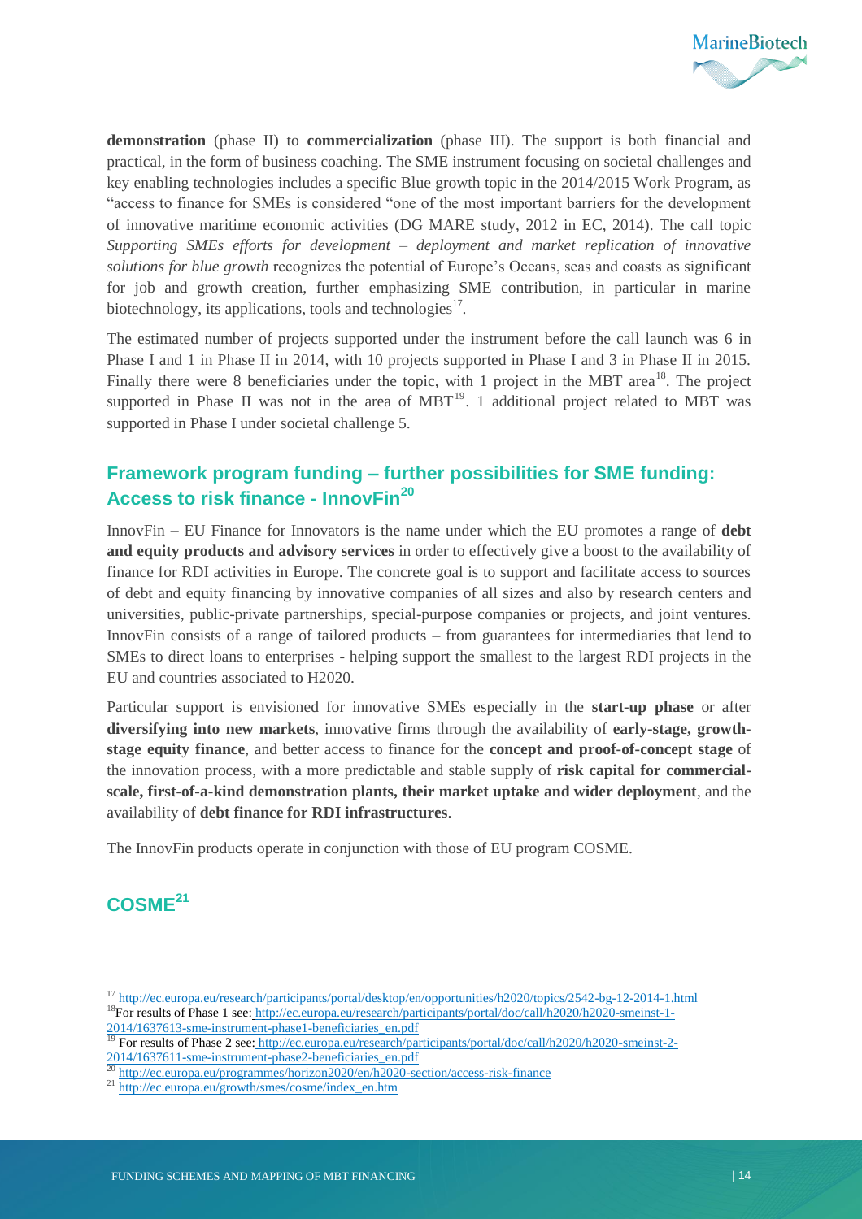**demonstration** (phase II) to **commercialization** (phase III). The support is both financial and practical, in the form of business coaching. The SME instrument focusing on societal challenges and key enabling technologies includes a specific Blue growth topic in the 2014/2015 Work Program, as "access to finance for SMEs is considered "one of the most important barriers for the development of innovative maritime economic activities (DG MARE study, 2012 in EC, 2014). The call topic *Supporting SMEs efforts for development – deployment and market replication of innovative solutions for blue growth* recognizes the potential of Europe's Oceans, seas and coasts as significant for job and growth creation, further emphasizing SME contribution, in particular in marine biotechnology, its applications, tools and technologies[17].

The estimated number of projects supported under the instrument before the call launch was 6 in Phase I and 1 in Phase II in 2014, with 10 projects supported in Phase I and 3 in Phase II in 2015. Finally there were 8 beneficiaries under the topic, with 1 project in the MBT area[18]. The project supported in Phase II was not in the area of MBT[19]. 1 additional project related to MBT was supported in Phase I under societal challenge 5.

## Framework program funding – further possibilities for SME funding: Access to risk finance - InnovFin[20]

InnovFin – EU Finance for Innovators is the name under which the EU promotes a range of **debt and equity products and advisory services** in order to effectively give a boost to the availability of finance for RDI activities in Europe. The concrete goal is to support and facilitate access to sources of debt and equity financing by innovative companies of all sizes and also by research centers and universities, public-private partnerships, special-purpose companies or projects, and joint ventures. InnovFin consists of a range of tailored products – from guarantees for intermediaries that lend to SMEs to direct loans to enterprises - helping support the smallest to the largest RDI projects in the EU and countries associated to H2020.

Particular support is envisioned for innovative SMEs especially in the **start-up phase** or after **diversifying into new markets**, innovative firms through the availability of **early-stage, growth-stage equity finance**, and better access to finance for the **concept and proof-of-concept stage** of the innovation process, with a more predictable and stable supply of **risk capital for commercial-scale, first-of-a-kind demonstration plants, their market uptake and wider deployment**, and the availability of **debt finance for RDI infrastructures**.

The InnovFin products operate in conjunction with those of EU program COSME.

## COSME[21]

---

[17] http://ec.europa.eu/research/participants/portal/desktop/en/opportunities/h2020/topics/2542-bg-12-2014-1.html

[18] For results of Phase 1 see: http://ec.europa.eu/research/participants/portal/doc/call/h2020/h2020-smeinst-1-2014/1637613-sme-instrument-phase1-beneficiaries_en.pdf

[19] For results of Phase 2 see: http://ec.europa.eu/research/participants/portal/doc/call/h2020/h2020-smeinst-2-2014/1637611-sme-instrument-phase2-beneficiaries_en.pdf

[20] http://ec.europa.eu/programmes/horizon2020/en/h2020-section/access-risk-finance

[21] http://ec.europa.eu/growth/smes/cosme/index_en.htm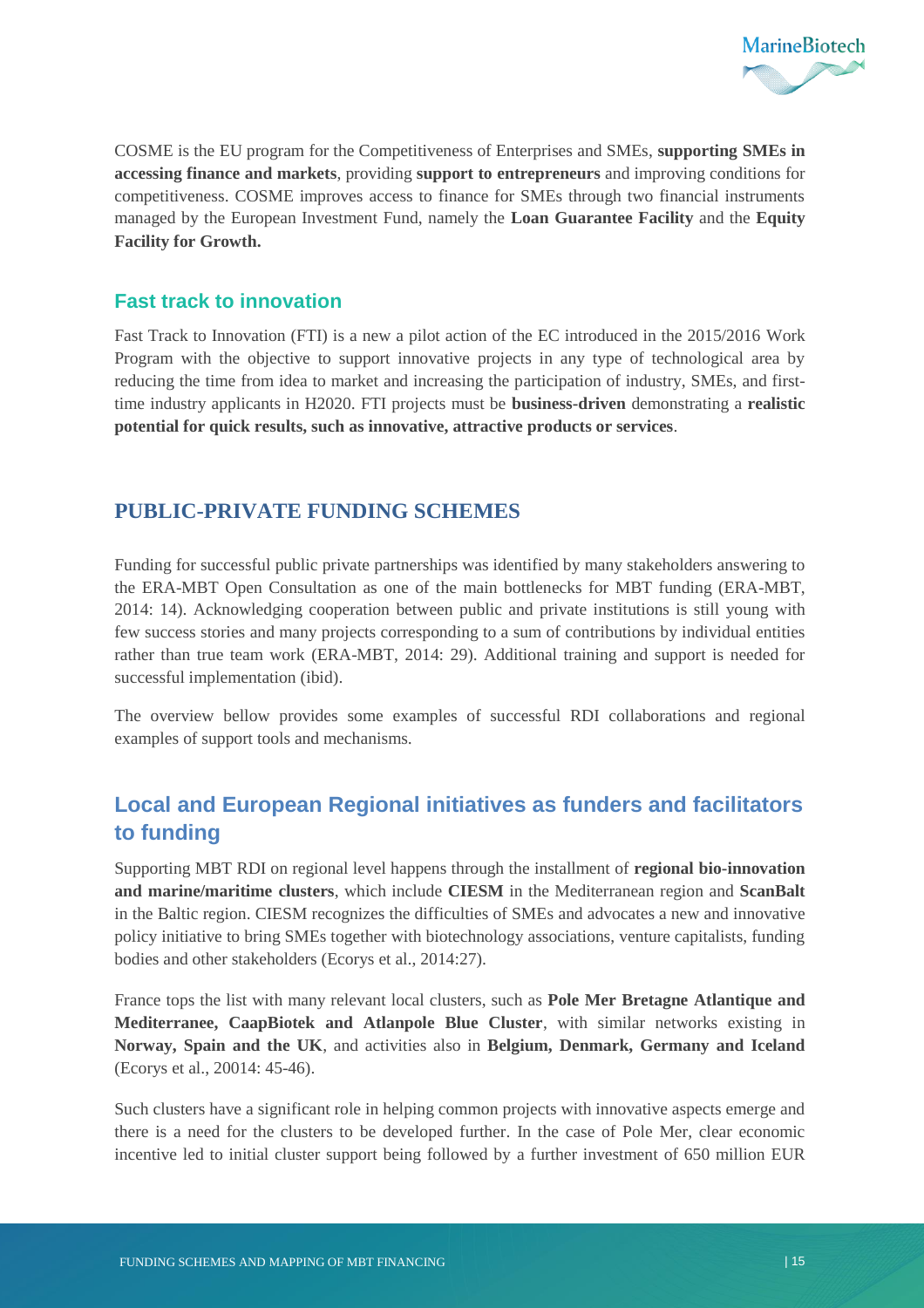COSME is the EU program for the Competitiveness of Enterprises and SMEs, **supporting SMEs in accessing finance and markets**, providing **support to entrepreneurs** and improving conditions for competitiveness. COSME improves access to finance for SMEs through two financial instruments managed by the European Investment Fund, namely the **Loan Guarantee Facility** and the **Equity Facility for Growth.**

### Fast track to innovation

Fast Track to Innovation (FTI) is a new a pilot action of the EC introduced in the 2015/2016 Work Program with the objective to support innovative projects in any type of technological area by reducing the time from idea to market and increasing the participation of industry, SMEs, and first-time industry applicants in H2020. FTI projects must be **business-driven** demonstrating a **realistic potential for quick results, such as innovative, attractive products or services**.

## PUBLIC-PRIVATE FUNDING SCHEMES

Funding for successful public private partnerships was identified by many stakeholders answering to the ERA-MBT Open Consultation as one of the main bottlenecks for MBT funding (ERA-MBT, 2014: 14). Acknowledging cooperation between public and private institutions is still young with few success stories and many projects corresponding to a sum of contributions by individual entities rather than true team work (ERA-MBT, 2014: 29). Additional training and support is needed for successful implementation (ibid).

The overview bellow provides some examples of successful RDI collaborations and regional examples of support tools and mechanisms.

### Local and European Regional initiatives as funders and facilitators to funding

Supporting MBT RDI on regional level happens through the installment of **regional bio-innovation and marine/maritime clusters**, which include **CIESM** in the Mediterranean region and **ScanBalt** in the Baltic region. CIESM recognizes the difficulties of SMEs and advocates a new and innovative policy initiative to bring SMEs together with biotechnology associations, venture capitalists, funding bodies and other stakeholders (Ecorys et al., 2014:27).

France tops the list with many relevant local clusters, such as **Pole Mer Bretagne Atlantique and Mediterranee, CaapBiotek and Atlanpole Blue Cluster**, with similar networks existing in **Norway, Spain and the UK**, and activities also in **Belgium, Denmark, Germany and Iceland** (Ecorys et al., 20014: 45-46).

Such clusters have a significant role in helping common projects with innovative aspects emerge and there is a need for the clusters to be developed further. In the case of Pole Mer, clear economic incentive led to initial cluster support being followed by a further investment of 650 million EUR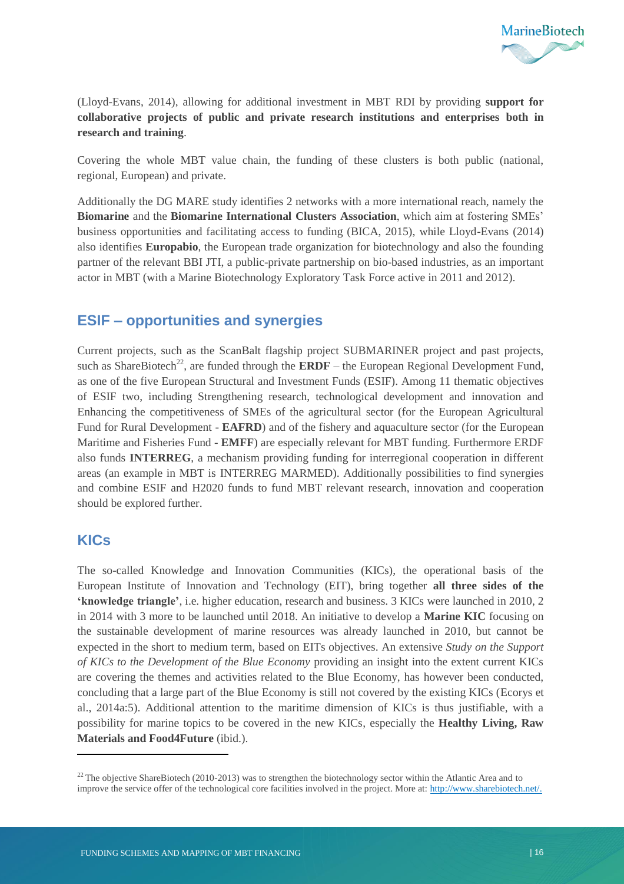(Lloyd-Evans, 2014), allowing for additional investment in MBT RDI by providing **support for collaborative projects of public and private research institutions and enterprises both in research and training**.

Covering the whole MBT value chain, the funding of these clusters is both public (national, regional, European) and private.

Additionally the DG MARE study identifies 2 networks with a more international reach, namely the **Biomarine** and the **Biomarine International Clusters Association**, which aim at fostering SMEs' business opportunities and facilitating access to funding (BICA, 2015), while Lloyd-Evans (2014) also identifies **Europabio**, the European trade organization for biotechnology and also the founding partner of the relevant BBI JTI, a public-private partnership on bio-based industries, as an important actor in MBT (with a Marine Biotechnology Exploratory Task Force active in 2011 and 2012).

## ESIF – opportunities and synergies

Current projects, such as the ScanBalt flagship project SUBMARINER project and past projects, such as ShareBiotech[22], are funded through the **ERDF** – the European Regional Development Fund, as one of the five European Structural and Investment Funds (ESIF). Among 11 thematic objectives of ESIF two, including Strengthening research, technological development and innovation and Enhancing the competitiveness of SMEs of the agricultural sector (for the European Agricultural Fund for Rural Development - **EAFRD**) and of the fishery and aquaculture sector (for the European Maritime and Fisheries Fund - **EMFF**) are especially relevant for MBT funding. Furthermore ERDF also funds **INTERREG**, a mechanism providing funding for interregional cooperation in different areas (an example in MBT is INTERREG MARMED). Additionally possibilities to find synergies and combine ESIF and H2020 funds to fund MBT relevant research, innovation and cooperation should be explored further.

## KICs

The so-called Knowledge and Innovation Communities (KICs), the operational basis of the European Institute of Innovation and Technology (EIT), bring together **all three sides of the 'knowledge triangle'**, i.e. higher education, research and business. 3 KICs were launched in 2010, 2 in 2014 with 3 more to be launched until 2018. An initiative to develop a **Marine KIC** focusing on the sustainable development of marine resources was already launched in 2010, but cannot be expected in the short to medium term, based on EITs objectives. An extensive *Study on the Support of KICs to the Development of the Blue Economy* providing an insight into the extent current KICs are covering the themes and activities related to the Blue Economy, has however been conducted, concluding that a large part of the Blue Economy is still not covered by the existing KICs (Ecorys et al., 2014a:5). Additional attention to the maritime dimension of KICs is thus justifiable, with a possibility for marine topics to be covered in the new KICs, especially the **Healthy Living, Raw Materials and Food4Future** (ibid.).

---

[22] The objective ShareBiotech (2010-2013) was to strengthen the biotechnology sector within the Atlantic Area and to improve the service offer of the technological core facilities involved in the project. More at: http://www.sharebiotech.net/.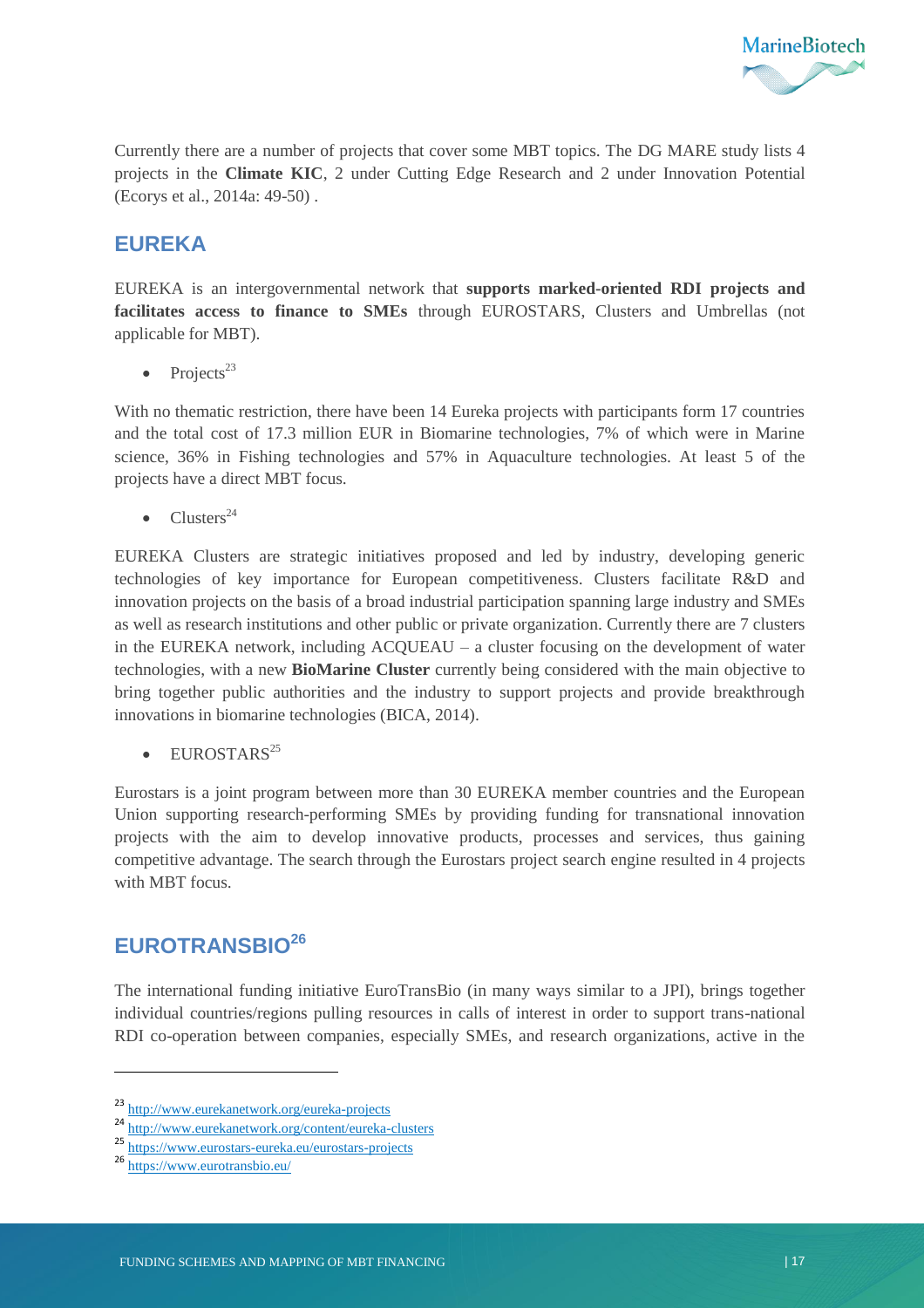Currently there are a number of projects that cover some MBT topics. The DG MARE study lists 4 projects in the **Climate KIC**, 2 under Cutting Edge Research and 2 under Innovation Potential (Ecorys et al., 2014a: 49-50) .

## EUREKA

EUREKA is an intergovernmental network that **supports marked-oriented RDI projects and facilitates access to finance to SMEs** through EUROSTARS, Clusters and Umbrellas (not applicable for MBT).

- Projects[23]

With no thematic restriction, there have been 14 Eureka projects with participants form 17 countries and the total cost of 17.3 million EUR in Biomarine technologies, 7% of which were in Marine science, 36% in Fishing technologies and 57% in Aquaculture technologies. At least 5 of the projects have a direct MBT focus.

- Clusters[24]

EUREKA Clusters are strategic initiatives proposed and led by industry, developing generic technologies of key importance for European competitiveness. Clusters facilitate R&D and innovation projects on the basis of a broad industrial participation spanning large industry and SMEs as well as research institutions and other public or private organization. Currently there are 7 clusters in the EUREKA network, including ACQUEAU – a cluster focusing on the development of water technologies, with a new **BioMarine Cluster** currently being considered with the main objective to bring together public authorities and the industry to support projects and provide breakthrough innovations in biomarine technologies (BICA, 2014).

- EUROSTARS[25]

Eurostars is a joint program between more than 30 EUREKA member countries and the European Union supporting research-performing SMEs by providing funding for transnational innovation projects with the aim to develop innovative products, processes and services, thus gaining competitive advantage. The search through the Eurostars project search engine resulted in 4 projects with MBT focus.

## EUROTRANSBIO[26]

The international funding initiative EuroTransBio (in many ways similar to a JPI), brings together individual countries/regions pulling resources in calls of interest in order to support trans-national RDI co-operation between companies, especially SMEs, and research organizations, active in the

---

[23] http://www.eurekanetwork.org/eureka-projects

[24] http://www.eurekanetwork.org/content/eureka-clusters

[25] https://www.eurostars-eureka.eu/eurostars-projects

[26] https://www.eurotransbio.eu/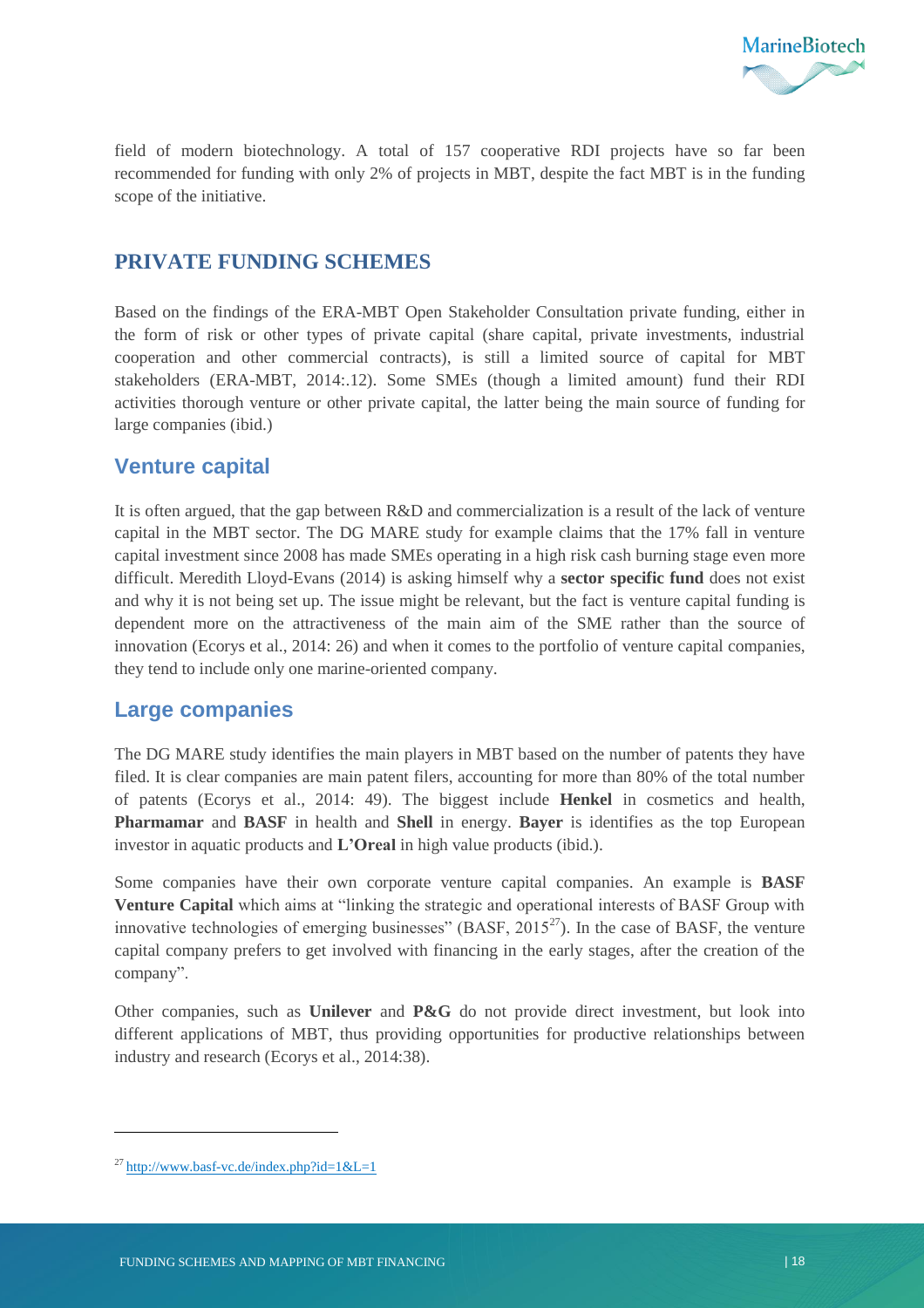field of modern biotechnology. A total of 157 cooperative RDI projects have so far been recommended for funding with only 2% of projects in MBT, despite the fact MBT is in the funding scope of the initiative.

## PRIVATE FUNDING SCHEMES

Based on the findings of the ERA-MBT Open Stakeholder Consultation private funding, either in the form of risk or other types of private capital (share capital, private investments, industrial cooperation and other commercial contracts), is still a limited source of capital for MBT stakeholders (ERA-MBT, 2014:.12). Some SMEs (though a limited amount) fund their RDI activities thorough venture or other private capital, the latter being the main source of funding for large companies (ibid.)

### Venture capital

It is often argued, that the gap between R&D and commercialization is a result of the lack of venture capital in the MBT sector. The DG MARE study for example claims that the 17% fall in venture capital investment since 2008 has made SMEs operating in a high risk cash burning stage even more difficult. Meredith Lloyd-Evans (2014) is asking himself why a **sector specific fund** does not exist and why it is not being set up. The issue might be relevant, but the fact is venture capital funding is dependent more on the attractiveness of the main aim of the SME rather than the source of innovation (Ecorys et al., 2014: 26) and when it comes to the portfolio of venture capital companies, they tend to include only one marine-oriented company.

### Large companies

The DG MARE study identifies the main players in MBT based on the number of patents they have filed. It is clear companies are main patent filers, accounting for more than 80% of the total number of patents (Ecorys et al., 2014: 49). The biggest include **Henkel** in cosmetics and health, **Pharmamar** and **BASF** in health and **Shell** in energy. **Bayer** is identifies as the top European investor in aquatic products and **L'Oreal** in high value products (ibid.).

Some companies have their own corporate venture capital companies. An example is **BASF Venture Capital** which aims at "linking the strategic and operational interests of BASF Group with innovative technologies of emerging businesses" (BASF, 2015[27]). In the case of BASF, the venture capital company prefers to get involved with financing in the early stages, after the creation of the company".

Other companies, such as **Unilever** and **P&G** do not provide direct investment, but look into different applications of MBT, thus providing opportunities for productive relationships between industry and research (Ecorys et al., 2014:38).

---

[27] http://www.basf-vc.de/index.php?id=1&L=1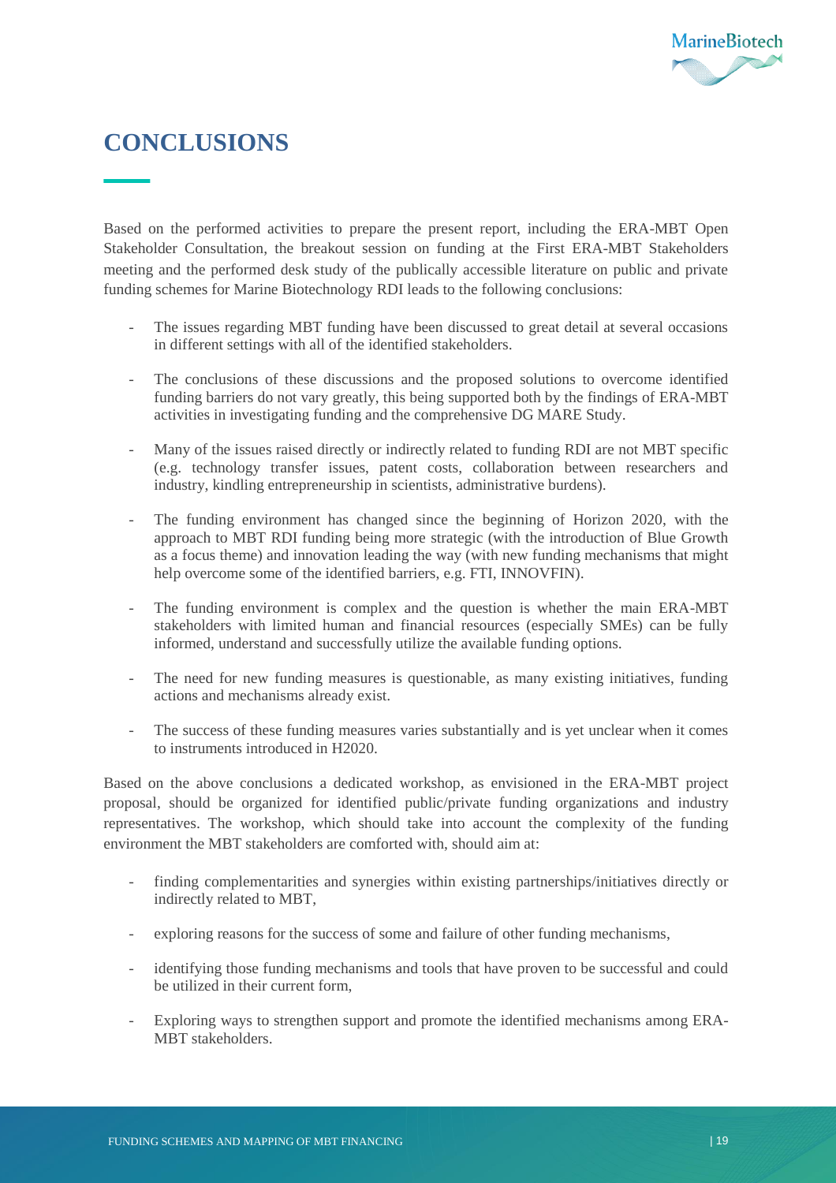# CONCLUSIONS

Based on the performed activities to prepare the present report, including the ERA-MBT Open Stakeholder Consultation, the breakout session on funding at the First ERA-MBT Stakeholders meeting and the performed desk study of the publically accessible literature on public and private funding schemes for Marine Biotechnology RDI leads to the following conclusions:

- The issues regarding MBT funding have been discussed to great detail at several occasions in different settings with all of the identified stakeholders.
- The conclusions of these discussions and the proposed solutions to overcome identified funding barriers do not vary greatly, this being supported both by the findings of ERA-MBT activities in investigating funding and the comprehensive DG MARE Study.
- Many of the issues raised directly or indirectly related to funding RDI are not MBT specific (e.g. technology transfer issues, patent costs, collaboration between researchers and industry, kindling entrepreneurship in scientists, administrative burdens).
- The funding environment has changed since the beginning of Horizon 2020, with the approach to MBT RDI funding being more strategic (with the introduction of Blue Growth as a focus theme) and innovation leading the way (with new funding mechanisms that might help overcome some of the identified barriers, e.g. FTI, INNOVFIN).
- The funding environment is complex and the question is whether the main ERA-MBT stakeholders with limited human and financial resources (especially SMEs) can be fully informed, understand and successfully utilize the available funding options.
- The need for new funding measures is questionable, as many existing initiatives, funding actions and mechanisms already exist.
- The success of these funding measures varies substantially and is yet unclear when it comes to instruments introduced in H2020.

Based on the above conclusions a dedicated workshop, as envisioned in the ERA-MBT project proposal, should be organized for identified public/private funding organizations and industry representatives. The workshop, which should take into account the complexity of the funding environment the MBT stakeholders are comforted with, should aim at:

- finding complementarities and synergies within existing partnerships/initiatives directly or indirectly related to MBT,
- exploring reasons for the success of some and failure of other funding mechanisms,
- identifying those funding mechanisms and tools that have proven to be successful and could be utilized in their current form,
- Exploring ways to strengthen support and promote the identified mechanisms among ERA-MBT stakeholders.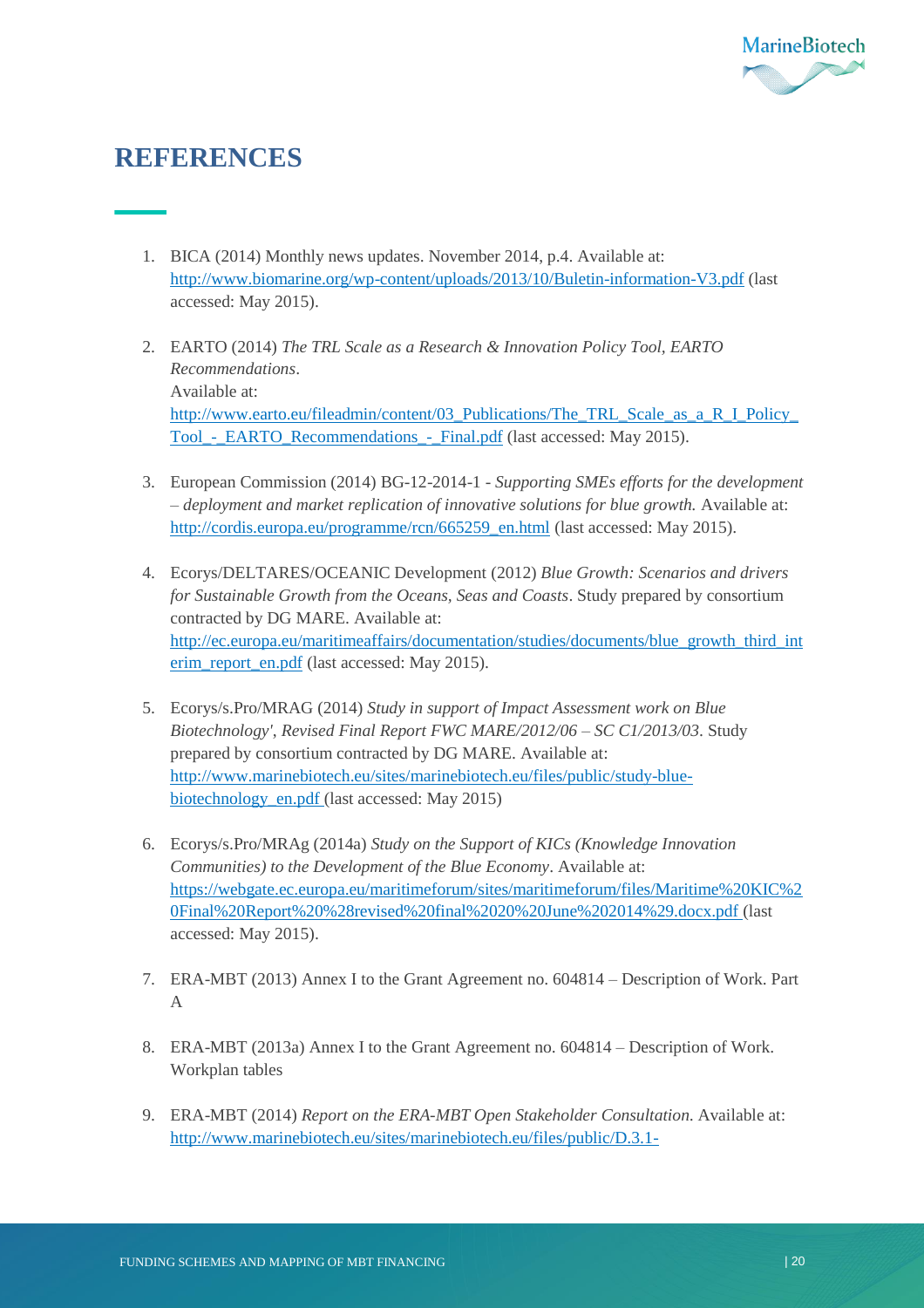# REFERENCES

1. BICA (2014) Monthly news updates. November 2014, p.4. Available at: http://www.biomarine.org/wp-content/uploads/2013/10/Buletin-information-V3.pdf (last accessed: May 2015).

2. EARTO (2014) *The TRL Scale as a Research & Innovation Policy Tool, EARTO Recommendations*.
   Available at:
   http://www.earto.eu/fileadmin/content/03_Publications/The_TRL_Scale_as_a_R_I_Policy_Tool_-_EARTO_Recommendations_-_Final.pdf (last accessed: May 2015).

3. European Commission (2014) BG-12-2014-1 - *Supporting SMEs efforts for the development – deployment and market replication of innovative solutions for blue growth.* Available at: http://cordis.europa.eu/programme/rcn/665259_en.html (last accessed: May 2015).

4. Ecorys/DELTARES/OCEANIC Development (2012) *Blue Growth: Scenarios and drivers for Sustainable Growth from the Oceans, Seas and Coasts*. Study prepared by consortium contracted by DG MARE. Available at: http://ec.europa.eu/maritimeaffairs/documentation/studies/documents/blue_growth_third_interim_report_en.pdf (last accessed: May 2015).

5. Ecorys/s.Pro/MRAG (2014) *Study in support of Impact Assessment work on Blue Biotechnology', Revised Final Report FWC MARE/2012/06 – SC C1/2013/03*. Study prepared by consortium contracted by DG MARE. Available at: http://www.marinebiotech.eu/sites/marinebiotech.eu/files/public/study-blue-biotechnology_en.pdf (last accessed: May 2015)

6. Ecorys/s.Pro/MRAg (2014a) *Study on the Support of KICs (Knowledge Innovation Communities) to the Development of the Blue Economy*. Available at: https://webgate.ec.europa.eu/maritimeforum/sites/maritimeforum/files/Maritime%20KIC%20Final%20Report%20%28revised%20final%2020%20June%202014%29.docx.pdf (last accessed: May 2015).

7. ERA-MBT (2013) Annex I to the Grant Agreement no. 604814 – Description of Work. Part A

8. ERA-MBT (2013a) Annex I to the Grant Agreement no. 604814 – Description of Work. Workplan tables

9. ERA-MBT (2014) *Report on the ERA-MBT Open Stakeholder Consultation*. Available at: http://www.marinebiotech.eu/sites/marinebiotech.eu/files/public/D.3.1-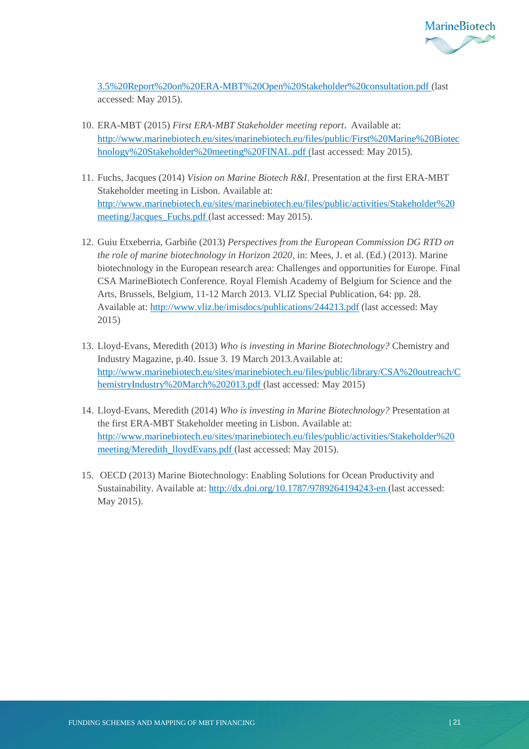3.5%20Report%20on%20ERA-MBT%20Open%20Stakeholder%20consultation.pdf (last accessed: May 2015).

10. ERA-MBT (2015) *First ERA-MBT Stakeholder meeting report*. Available at: http://www.marinebiotech.eu/sites/marinebiotech.eu/files/public/First%20Marine%20Biotechnology%20Stakeholder%20meeting%20FINAL.pdf (last accessed: May 2015).

11. Fuchs, Jacques (2014) *Vision on Marine Biotech R&I*. Presentation at the first ERA-MBT Stakeholder meeting in Lisbon. Available at: http://www.marinebiotech.eu/sites/marinebiotech.eu/files/public/activities/Stakeholder%20meeting/Jacques_Fuchs.pdf (last accessed: May 2015).

12. Guiu Etxeberria, Garbiñe (2013) *Perspectives from the European Commission DG RTD on the role of marine biotechnology in Horizon 2020*, in: Mees, J. et al. (Ed.) (2013). Marine biotechnology in the European research area: Challenges and opportunities for Europe. Final CSA MarineBiotech Conference. Royal Flemish Academy of Belgium for Science and the Arts, Brussels, Belgium, 11-12 March 2013. VLIZ Special Publication, 64: pp. 28. Available at: http://www.vliz.be/imisdocs/publications/244213.pdf (last accessed: May 2015)

13. Lloyd-Evans, Meredith (2013) *Who is investing in Marine Biotechnology?* Chemistry and Industry Magazine, p.40. Issue 3. 19 March 2013.Available at: http://www.marinebiotech.eu/sites/marinebiotech.eu/files/public/library/CSA%20outreach/ChemistryIndustry%20March%202013.pdf (last accessed: May 2015)

14. Lloyd-Evans, Meredith (2014) *Who is investing in Marine Biotechnology?* Presentation at the first ERA-MBT Stakeholder meeting in Lisbon. Available at: http://www.marinebiotech.eu/sites/marinebiotech.eu/files/public/activities/Stakeholder%20meeting/Meredith_lloydEvans.pdf (last accessed: May 2015).

15. OECD (2013) Marine Biotechnology: Enabling Solutions for Ocean Productivity and Sustainability. Available at: http://dx.doi.org/10.1787/9789264194243-en (last accessed: May 2015).